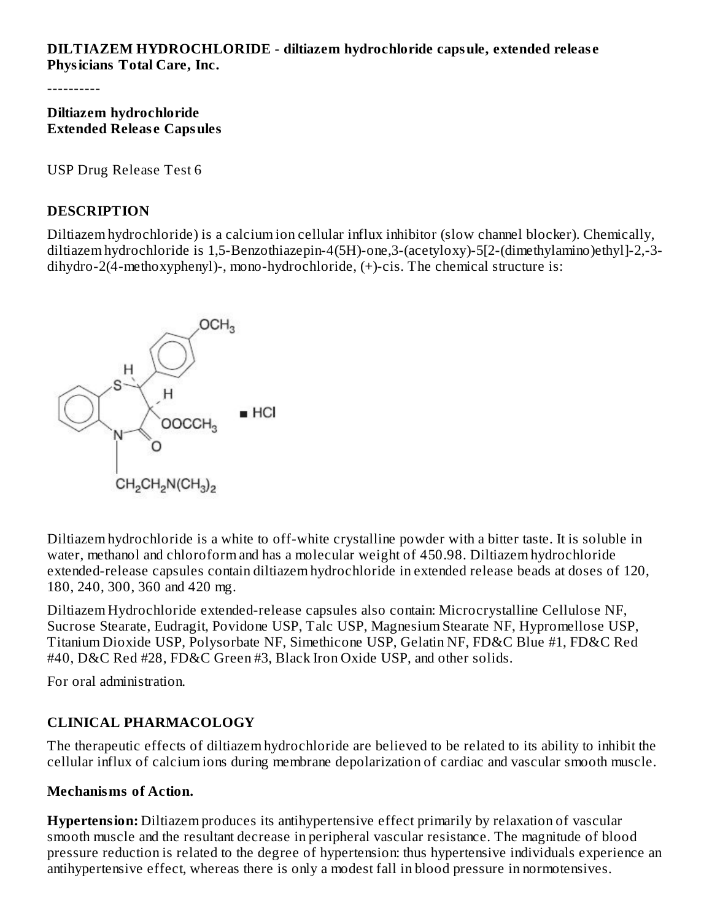**DILTIAZEM HYDROCHLORIDE - diltiazem hydrochloride capsule, extended release**
**Physicians Total Care, Inc.**

----------

**Diltiazem hydrochloride**
**Extended Release Capsules**

USP Drug Release Test 6

## DESCRIPTION

Diltiazem hydrochloride) is a calcium ion cellular influx inhibitor (slow channel blocker). Chemically, diltiazem hydrochloride is 1,5-Benzothiazepin-4(5H)-one,3-(acetyloxy)-5[2-(dimethylamino)ethyl]-2,-3-dihydro-2(4-methoxyphenyl)-, mono-hydrochloride, (+)-cis. The chemical structure is:

Diltiazem hydrochloride is a white to off-white crystalline powder with a bitter taste. It is soluble in water, methanol and chloroform and has a molecular weight of 450.98. Diltiazem hydrochloride extended-release capsules contain diltiazem hydrochloride in extended release beads at doses of 120, 180, 240, 300, 360 and 420 mg.

Diltiazem Hydrochloride extended-release capsules also contain: Microcrystalline Cellulose NF, Sucrose Stearate, Eudragit, Povidone USP, Talc USP, Magnesium Stearate NF, Hypromellose USP, Titanium Dioxide USP, Polysorbate NF, Simethicone USP, Gelatin NF, FD&C Blue #1, FD&C Red #40, D&C Red #28, FD&C Green #3, Black Iron Oxide USP, and other solids.

For oral administration.

## CLINICAL PHARMACOLOGY

The therapeutic effects of diltiazem hydrochloride are believed to be related to its ability to inhibit the cellular influx of calcium ions during membrane depolarization of cardiac and vascular smooth muscle.

### Mechanisms of Action.

**Hypertension:** Diltiazem produces its antihypertensive effect primarily by relaxation of vascular smooth muscle and the resultant decrease in peripheral vascular resistance. The magnitude of blood pressure reduction is related to the degree of hypertension: thus hypertensive individuals experience an antihypertensive effect, whereas there is only a modest fall in blood pressure in normotensives.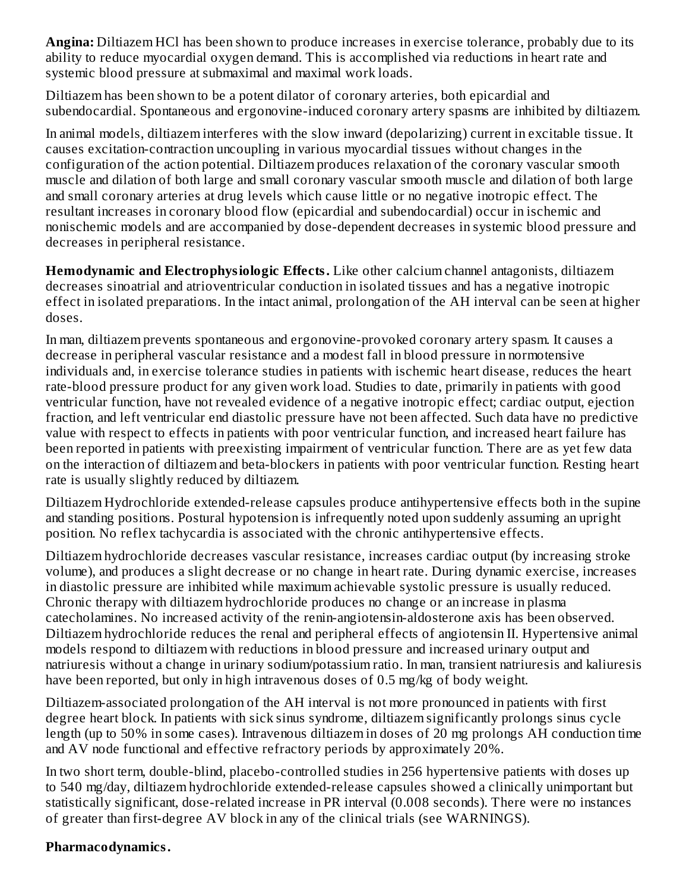**Angina:** Diltiazem HCl has been shown to produce increases in exercise tolerance, probably due to its ability to reduce myocardial oxygen demand. This is accomplished via reductions in heart rate and systemic blood pressure at submaximal and maximal work loads.

Diltiazem has been shown to be a potent dilator of coronary arteries, both epicardial and subendocardial. Spontaneous and ergonovine-induced coronary artery spasms are inhibited by diltiazem.

In animal models, diltiazem interferes with the slow inward (depolarizing) current in excitable tissue. It causes excitation-contraction uncoupling in various myocardial tissues without changes in the configuration of the action potential. Diltiazem produces relaxation of the coronary vascular smooth muscle and dilation of both large and small coronary vascular smooth muscle and dilation of both large and small coronary arteries at drug levels which cause little or no negative inotropic effect. The resultant increases in coronary blood flow (epicardial and subendocardial) occur in ischemic and nonischemic models and are accompanied by dose-dependent decreases in systemic blood pressure and decreases in peripheral resistance.

**Hemodynamic and Electrophysiologic Effects.** Like other calcium channel antagonists, diltiazem decreases sinoatrial and atrioventricular conduction in isolated tissues and has a negative inotropic effect in isolated preparations. In the intact animal, prolongation of the AH interval can be seen at higher doses.

In man, diltiazem prevents spontaneous and ergonovine-provoked coronary artery spasm. It causes a decrease in peripheral vascular resistance and a modest fall in blood pressure in normotensive individuals and, in exercise tolerance studies in patients with ischemic heart disease, reduces the heart rate-blood pressure product for any given work load. Studies to date, primarily in patients with good ventricular function, have not revealed evidence of a negative inotropic effect; cardiac output, ejection fraction, and left ventricular end diastolic pressure have not been affected. Such data have no predictive value with respect to effects in patients with poor ventricular function, and increased heart failure has been reported in patients with preexisting impairment of ventricular function. There are as yet few data on the interaction of diltiazem and beta-blockers in patients with poor ventricular function. Resting heart rate is usually slightly reduced by diltiazem.

Diltiazem Hydrochloride extended-release capsules produce antihypertensive effects both in the supine and standing positions. Postural hypotension is infrequently noted upon suddenly assuming an upright position. No reflex tachycardia is associated with the chronic antihypertensive effects.

Diltiazem hydrochloride decreases vascular resistance, increases cardiac output (by increasing stroke volume), and produces a slight decrease or no change in heart rate. During dynamic exercise, increases in diastolic pressure are inhibited while maximum achievable systolic pressure is usually reduced. Chronic therapy with diltiazem hydrochloride produces no change or an increase in plasma catecholamines. No increased activity of the renin-angiotensin-aldosterone axis has been observed. Diltiazem hydrochloride reduces the renal and peripheral effects of angiotensin II. Hypertensive animal models respond to diltiazem with reductions in blood pressure and increased urinary output and natriuresis without a change in urinary sodium/potassium ratio. In man, transient natriuresis and kaliuresis have been reported, but only in high intravenous doses of 0.5 mg/kg of body weight.

Diltiazem-associated prolongation of the AH interval is not more pronounced in patients with first degree heart block. In patients with sick sinus syndrome, diltiazem significantly prolongs sinus cycle length (up to 50% in some cases). Intravenous diltiazem in doses of 20 mg prolongs AH conduction time and AV node functional and effective refractory periods by approximately 20%.

In two short term, double-blind, placebo-controlled studies in 256 hypertensive patients with doses up to 540 mg/day, diltiazem hydrochloride extended-release capsules showed a clinically unimportant but statistically significant, dose-related increase in PR interval (0.008 seconds). There were no instances of greater than first-degree AV block in any of the clinical trials (see WARNINGS).

**Pharmacodynamics.**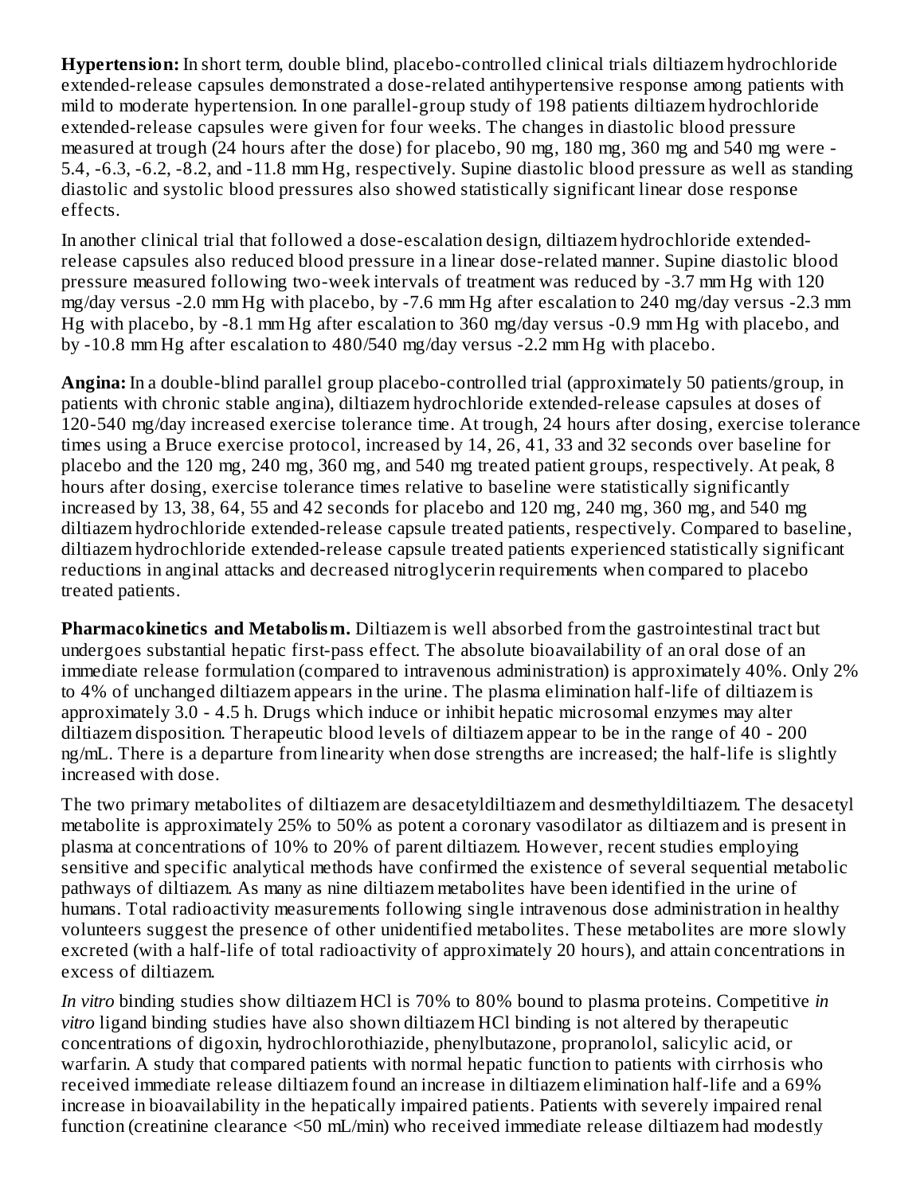**Hypertension:** In short term, double blind, placebo-controlled clinical trials diltiazem hydrochloride extended-release capsules demonstrated a dose-related antihypertensive response among patients with mild to moderate hypertension. In one parallel-group study of 198 patients diltiazem hydrochloride extended-release capsules were given for four weeks. The changes in diastolic blood pressure measured at trough (24 hours after the dose) for placebo, 90 mg, 180 mg, 360 mg and 540 mg were -5.4, -6.3, -6.2, -8.2, and -11.8 mm Hg, respectively. Supine diastolic blood pressure as well as standing diastolic and systolic blood pressures also showed statistically significant linear dose response effects.

In another clinical trial that followed a dose-escalation design, diltiazem hydrochloride extended-release capsules also reduced blood pressure in a linear dose-related manner. Supine diastolic blood pressure measured following two-week intervals of treatment was reduced by -3.7 mm Hg with 120 mg/day versus -2.0 mm Hg with placebo, by -7.6 mm Hg after escalation to 240 mg/day versus -2.3 mm Hg with placebo, by -8.1 mm Hg after escalation to 360 mg/day versus -0.9 mm Hg with placebo, and by -10.8 mm Hg after escalation to 480/540 mg/day versus -2.2 mm Hg with placebo.

**Angina:** In a double-blind parallel group placebo-controlled trial (approximately 50 patients/group, in patients with chronic stable angina), diltiazem hydrochloride extended-release capsules at doses of 120-540 mg/day increased exercise tolerance time. At trough, 24 hours after dosing, exercise tolerance times using a Bruce exercise protocol, increased by 14, 26, 41, 33 and 32 seconds over baseline for placebo and the 120 mg, 240 mg, 360 mg, and 540 mg treated patient groups, respectively. At peak, 8 hours after dosing, exercise tolerance times relative to baseline were statistically significantly increased by 13, 38, 64, 55 and 42 seconds for placebo and 120 mg, 240 mg, 360 mg, and 540 mg diltiazem hydrochloride extended-release capsule treated patients, respectively. Compared to baseline, diltiazem hydrochloride extended-release capsule treated patients experienced statistically significant reductions in anginal attacks and decreased nitroglycerin requirements when compared to placebo treated patients.

**Pharmacokinetics and Metabolism.** Diltiazem is well absorbed from the gastrointestinal tract but undergoes substantial hepatic first-pass effect. The absolute bioavailability of an oral dose of an immediate release formulation (compared to intravenous administration) is approximately 40%. Only 2% to 4% of unchanged diltiazem appears in the urine. The plasma elimination half-life of diltiazem is approximately 3.0 - 4.5 h. Drugs which induce or inhibit hepatic microsomal enzymes may alter diltiazem disposition. Therapeutic blood levels of diltiazem appear to be in the range of 40 - 200 ng/mL. There is a departure from linearity when dose strengths are increased; the half-life is slightly increased with dose.

The two primary metabolites of diltiazem are desacetyldiltiazem and desmethyldiltiazem. The desacetyl metabolite is approximately 25% to 50% as potent a coronary vasodilator as diltiazem and is present in plasma at concentrations of 10% to 20% of parent diltiazem. However, recent studies employing sensitive and specific analytical methods have confirmed the existence of several sequential metabolic pathways of diltiazem. As many as nine diltiazem metabolites have been identified in the urine of humans. Total radioactivity measurements following single intravenous dose administration in healthy volunteers suggest the presence of other unidentified metabolites. These metabolites are more slowly excreted (with a half-life of total radioactivity of approximately 20 hours), and attain concentrations in excess of diltiazem.

*In vitro* binding studies show diltiazem HCl is 70% to 80% bound to plasma proteins. Competitive *in vitro* ligand binding studies have also shown diltiazem HCl binding is not altered by therapeutic concentrations of digoxin, hydrochlorothiazide, phenylbutazone, propranolol, salicylic acid, or warfarin. A study that compared patients with normal hepatic function to patients with cirrhosis who received immediate release diltiazem found an increase in diltiazem elimination half-life and a 69% increase in bioavailability in the hepatically impaired patients. Patients with severely impaired renal function (creatinine clearance <50 mL/min) who received immediate release diltiazem had modestly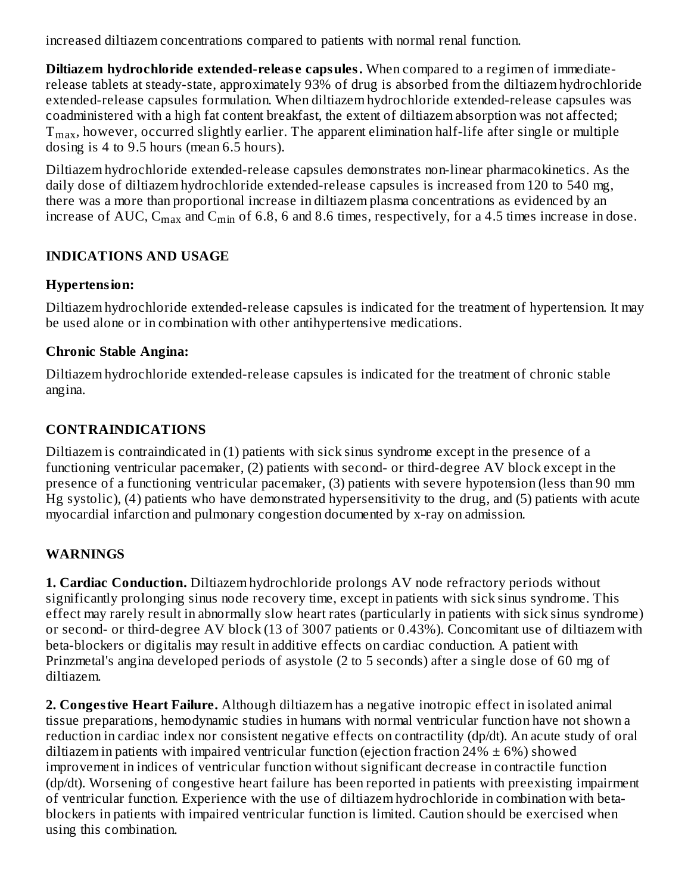increased diltiazem concentrations compared to patients with normal renal function.

**Diltiazem hydrochloride extended-release capsules.** When compared to a regimen of immediate-release tablets at steady-state, approximately 93% of drug is absorbed from the diltiazem hydrochloride extended-release capsules formulation. When diltiazem hydrochloride extended-release capsules was coadministered with a high fat content breakfast, the extent of diltiazem absorption was not affected; $T_{max}$, however, occurred slightly earlier. The apparent elimination half-life after single or multiple dosing is 4 to 9.5 hours (mean 6.5 hours).

Diltiazem hydrochloride extended-release capsules demonstrates non-linear pharmacokinetics. As the daily dose of diltiazem hydrochloride extended-release capsules is increased from 120 to 540 mg, there was a more than proportional increase in diltiazem plasma concentrations as evidenced by an increase of AUC, $C_{max}$ and $C_{min}$ of 6.8, 6 and 8.6 times, respectively, for a 4.5 times increase in dose.

## INDICATIONS AND USAGE

### Hypertension:

Diltiazem hydrochloride extended-release capsules is indicated for the treatment of hypertension. It may be used alone or in combination with other antihypertensive medications.

### Chronic Stable Angina:

Diltiazem hydrochloride extended-release capsules is indicated for the treatment of chronic stable angina.

## CONTRAINDICATIONS

Diltiazem is contraindicated in (1) patients with sick sinus syndrome except in the presence of a functioning ventricular pacemaker, (2) patients with second- or third-degree AV block except in the presence of a functioning ventricular pacemaker, (3) patients with severe hypotension (less than 90 mm Hg systolic), (4) patients who have demonstrated hypersensitivity to the drug, and (5) patients with acute myocardial infarction and pulmonary congestion documented by x-ray on admission.

## WARNINGS

**1. Cardiac Conduction.** Diltiazem hydrochloride prolongs AV node refractory periods without significantly prolonging sinus node recovery time, except in patients with sick sinus syndrome. This effect may rarely result in abnormally slow heart rates (particularly in patients with sick sinus syndrome) or second- or third-degree AV block (13 of 3007 patients or 0.43%). Concomitant use of diltiazem with beta-blockers or digitalis may result in additive effects on cardiac conduction. A patient with Prinzmetal's angina developed periods of asystole (2 to 5 seconds) after a single dose of 60 mg of diltiazem.

**2. Congestive Heart Failure.** Although diltiazem has a negative inotropic effect in isolated animal tissue preparations, hemodynamic studies in humans with normal ventricular function have not shown a reduction in cardiac index nor consistent negative effects on contractility (dp/dt). An acute study of oral diltiazem in patients with impaired ventricular function (ejection fraction 24% ± 6%) showed improvement in indices of ventricular function without significant decrease in contractile function (dp/dt). Worsening of congestive heart failure has been reported in patients with preexisting impairment of ventricular function. Experience with the use of diltiazem hydrochloride in combination with beta-blockers in patients with impaired ventricular function is limited. Caution should be exercised when using this combination.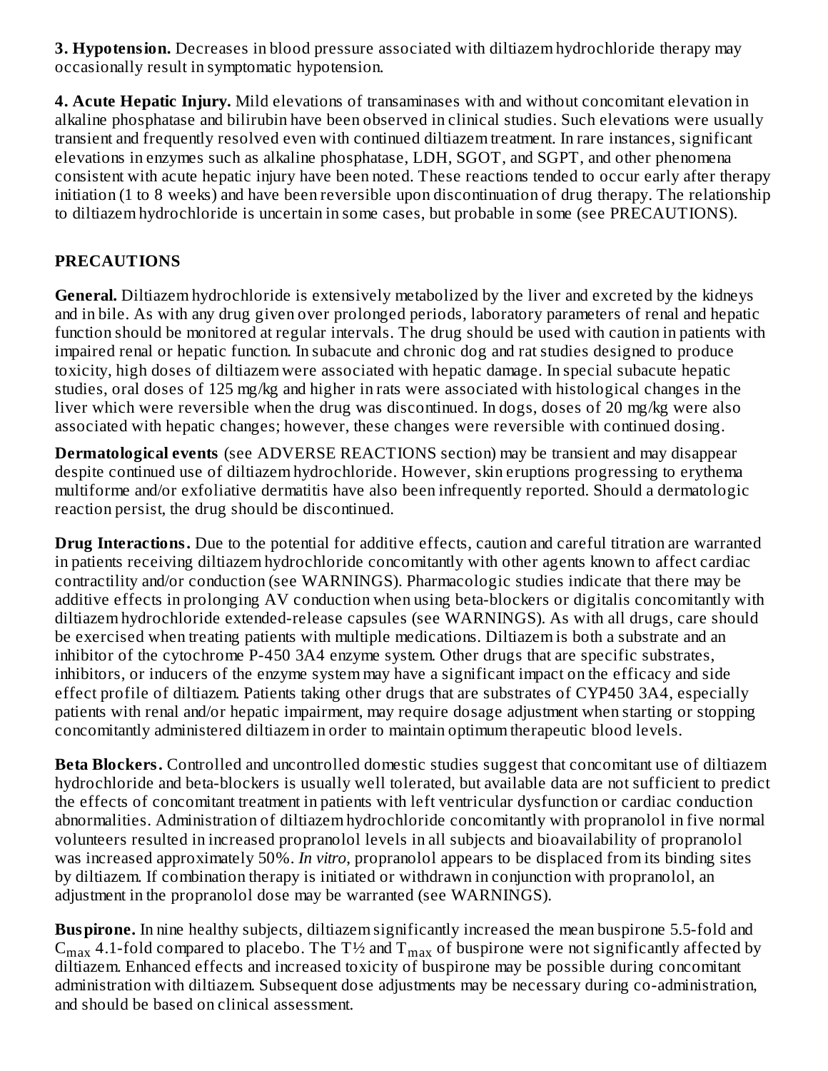**3. Hypotension.** Decreases in blood pressure associated with diltiazem hydrochloride therapy may occasionally result in symptomatic hypotension.

**4. Acute Hepatic Injury.** Mild elevations of transaminases with and without concomitant elevation in alkaline phosphatase and bilirubin have been observed in clinical studies. Such elevations were usually transient and frequently resolved even with continued diltiazem treatment. In rare instances, significant elevations in enzymes such as alkaline phosphatase, LDH, SGOT, and SGPT, and other phenomena consistent with acute hepatic injury have been noted. These reactions tended to occur early after therapy initiation (1 to 8 weeks) and have been reversible upon discontinuation of drug therapy. The relationship to diltiazem hydrochloride is uncertain in some cases, but probable in some (see PRECAUTIONS).

## PRECAUTIONS

**General.** Diltiazem hydrochloride is extensively metabolized by the liver and excreted by the kidneys and in bile. As with any drug given over prolonged periods, laboratory parameters of renal and hepatic function should be monitored at regular intervals. The drug should be used with caution in patients with impaired renal or hepatic function. In subacute and chronic dog and rat studies designed to produce toxicity, high doses of diltiazem were associated with hepatic damage. In special subacute hepatic studies, oral doses of 125 mg/kg and higher in rats were associated with histological changes in the liver which were reversible when the drug was discontinued. In dogs, doses of 20 mg/kg were also associated with hepatic changes; however, these changes were reversible with continued dosing.

**Dermatological events** (see ADVERSE REACTIONS section) may be transient and may disappear despite continued use of diltiazem hydrochloride. However, skin eruptions progressing to erythema multiforme and/or exfoliative dermatitis have also been infrequently reported. Should a dermatologic reaction persist, the drug should be discontinued.

**Drug Interactions.** Due to the potential for additive effects, caution and careful titration are warranted in patients receiving diltiazem hydrochloride concomitantly with other agents known to affect cardiac contractility and/or conduction (see WARNINGS). Pharmacologic studies indicate that there may be additive effects in prolonging AV conduction when using beta-blockers or digitalis concomitantly with diltiazem hydrochloride extended-release capsules (see WARNINGS). As with all drugs, care should be exercised when treating patients with multiple medications. Diltiazem is both a substrate and an inhibitor of the cytochrome P-450 3A4 enzyme system. Other drugs that are specific substrates, inhibitors, or inducers of the enzyme system may have a significant impact on the efficacy and side effect profile of diltiazem. Patients taking other drugs that are substrates of CYP450 3A4, especially patients with renal and/or hepatic impairment, may require dosage adjustment when starting or stopping concomitantly administered diltiazem in order to maintain optimum therapeutic blood levels.

**Beta Blockers.** Controlled and uncontrolled domestic studies suggest that concomitant use of diltiazem hydrochloride and beta-blockers is usually well tolerated, but available data are not sufficient to predict the effects of concomitant treatment in patients with left ventricular dysfunction or cardiac conduction abnormalities. Administration of diltiazem hydrochloride concomitantly with propranolol in five normal volunteers resulted in increased propranolol levels in all subjects and bioavailability of propranolol was increased approximately 50%. *In vitro*, propranolol appears to be displaced from its binding sites by diltiazem. If combination therapy is initiated or withdrawn in conjunction with propranolol, an adjustment in the propranolol dose may be warranted (see WARNINGS).

**Buspirone.** In nine healthy subjects, diltiazem significantly increased the mean buspirone 5.5-fold and $C_{max}$ 4.1-fold compared to placebo. The T½ and $T_{max}$ of buspirone were not significantly affected by diltiazem. Enhanced effects and increased toxicity of buspirone may be possible during concomitant administration with diltiazem. Subsequent dose adjustments may be necessary during co-administration, and should be based on clinical assessment.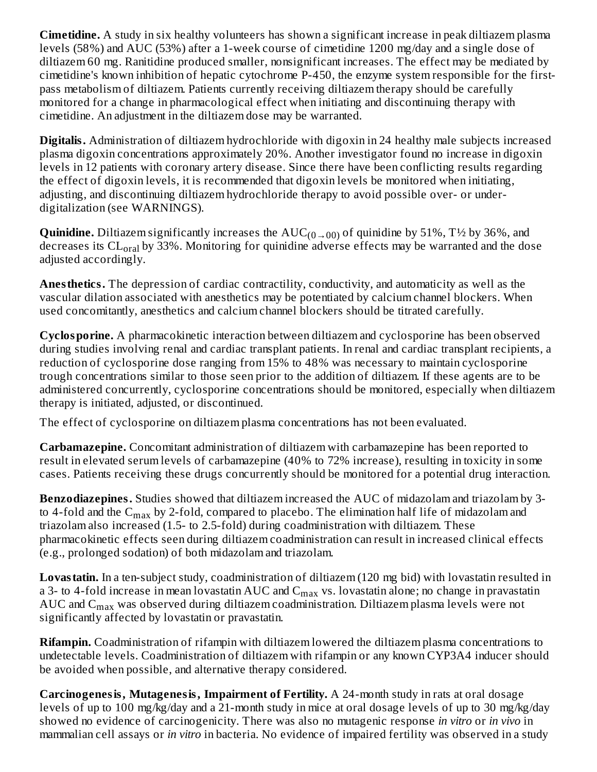**Cimetidine.** A study in six healthy volunteers has shown a significant increase in peak diltiazem plasma levels (58%) and AUC (53%) after a 1-week course of cimetidine 1200 mg/day and a single dose of diltiazem 60 mg. Ranitidine produced smaller, nonsignificant increases. The effect may be mediated by cimetidine's known inhibition of hepatic cytochrome P-450, the enzyme system responsible for the first-pass metabolism of diltiazem. Patients currently receiving diltiazem therapy should be carefully monitored for a change in pharmacological effect when initiating and discontinuing therapy with cimetidine. An adjustment in the diltiazem dose may be warranted.

**Digitalis.** Administration of diltiazem hydrochloride with digoxin in 24 healthy male subjects increased plasma digoxin concentrations approximately 20%. Another investigator found no increase in digoxin levels in 12 patients with coronary artery disease. Since there have been conflicting results regarding the effect of digoxin levels, it is recommended that digoxin levels be monitored when initiating, adjusting, and discontinuing diltiazem hydrochloride therapy to avoid possible over- or under-digitalization (see WARNINGS).

**Quinidine.** Diltiazem significantly increases the $AUC_{(0 \rightarrow 00)}$ of quinidine by 51%, T½ by 36%, and decreases its $CL_{oral}$ by 33%. Monitoring for quinidine adverse effects may be warranted and the dose adjusted accordingly.

**Anesthetics.** The depression of cardiac contractility, conductivity, and automaticity as well as the vascular dilation associated with anesthetics may be potentiated by calcium channel blockers. When used concomitantly, anesthetics and calcium channel blockers should be titrated carefully.

**Cyclosporine.** A pharmacokinetic interaction between diltiazem and cyclosporine has been observed during studies involving renal and cardiac transplant patients. In renal and cardiac transplant recipients, a reduction of cyclosporine dose ranging from 15% to 48% was necessary to maintain cyclosporine trough concentrations similar to those seen prior to the addition of diltiazem. If these agents are to be administered concurrently, cyclosporine concentrations should be monitored, especially when diltiazem therapy is initiated, adjusted, or discontinued.

The effect of cyclosporine on diltiazem plasma concentrations has not been evaluated.

**Carbamazepine.** Concomitant administration of diltiazem with carbamazepine has been reported to result in elevated serum levels of carbamazepine (40% to 72% increase), resulting in toxicity in some cases. Patients receiving these drugs concurrently should be monitored for a potential drug interaction.

**Benzodiazepines.** Studies showed that diltiazem increased the AUC of midazolam and triazolam by 3- to 4-fold and the $C_{max}$ by 2-fold, compared to placebo. The elimination half life of midazolam and triazolam also increased (1.5- to 2.5-fold) during coadministration with diltiazem. These pharmacokinetic effects seen during diltiazem coadministration can result in increased clinical effects (e.g., prolonged sodation) of both midazolam and triazolam.

**Lovastatin.** In a ten-subject study, coadministration of diltiazem (120 mg bid) with lovastatin resulted in a 3- to 4-fold increase in mean lovastatin AUC and $C_{max}$ vs. lovastatin alone; no change in pravastatin AUC and $C_{max}$ was observed during diltiazem coadministration. Diltiazem plasma levels were not significantly affected by lovastatin or pravastatin.

**Rifampin.** Coadministration of rifampin with diltiazem lowered the diltiazem plasma concentrations to undetectable levels. Coadministration of diltiazem with rifampin or any known CYP3A4 inducer should be avoided when possible, and alternative therapy considered.

**Carcinogenesis, Mutagenesis, Impairment of Fertility.** A 24-month study in rats at oral dosage levels of up to 100 mg/kg/day and a 21-month study in mice at oral dosage levels of up to 30 mg/kg/day showed no evidence of carcinogenicity. There was also no mutagenic response *in vitro* or *in vivo* in mammalian cell assays or *in vitro* in bacteria. No evidence of impaired fertility was observed in a study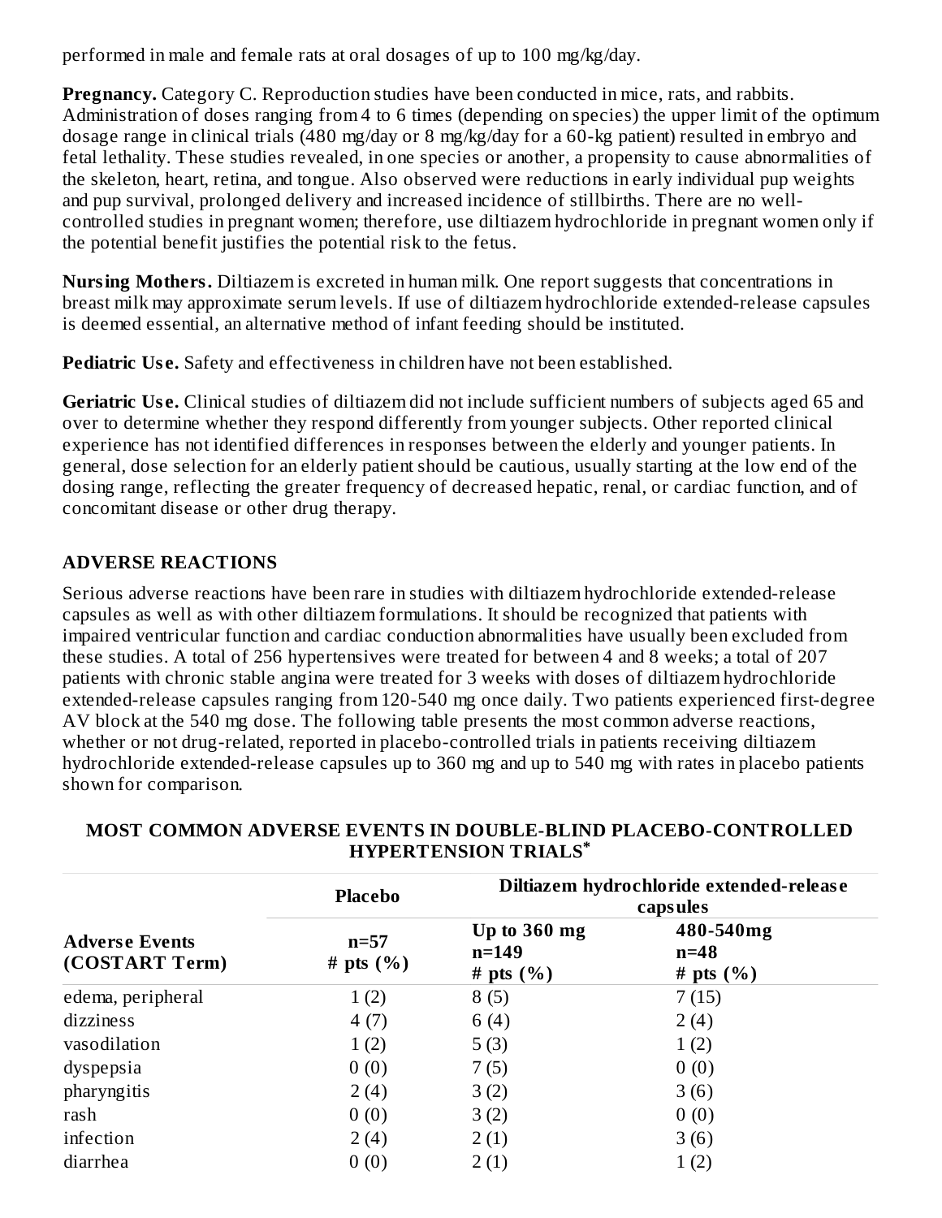performed in male and female rats at oral dosages of up to 100 mg/kg/day.

**Pregnancy.** Category C. Reproduction studies have been conducted in mice, rats, and rabbits. Administration of doses ranging from 4 to 6 times (depending on species) the upper limit of the optimum dosage range in clinical trials (480 mg/day or 8 mg/kg/day for a 60-kg patient) resulted in embryo and fetal lethality. These studies revealed, in one species or another, a propensity to cause abnormalities of the skeleton, heart, retina, and tongue. Also observed were reductions in early individual pup weights and pup survival, prolonged delivery and increased incidence of stillbirths. There are no well-controlled studies in pregnant women; therefore, use diltiazem hydrochloride in pregnant women only if the potential benefit justifies the potential risk to the fetus.

**Nursing Mothers.** Diltiazem is excreted in human milk. One report suggests that concentrations in breast milk may approximate serum levels. If use of diltiazem hydrochloride extended-release capsules is deemed essential, an alternative method of infant feeding should be instituted.

**Pediatric Use.** Safety and effectiveness in children have not been established.

**Geriatric Use.** Clinical studies of diltiazem did not include sufficient numbers of subjects aged 65 and over to determine whether they respond differently from younger subjects. Other reported clinical experience has not identified differences in responses between the elderly and younger patients. In general, dose selection for an elderly patient should be cautious, usually starting at the low end of the dosing range, reflecting the greater frequency of decreased hepatic, renal, or cardiac function, and of concomitant disease or other drug therapy.

## ADVERSE REACTIONS

Serious adverse reactions have been rare in studies with diltiazem hydrochloride extended-release capsules as well as with other diltiazem formulations. It should be recognized that patients with impaired ventricular function and cardiac conduction abnormalities have usually been excluded from these studies. A total of 256 hypertensives were treated for between 4 and 8 weeks; a total of 207 patients with chronic stable angina were treated for 3 weeks with doses of diltiazem hydrochloride extended-release capsules ranging from 120-540 mg once daily. Two patients experienced first-degree AV block at the 540 mg dose. The following table presents the most common adverse reactions, whether or not drug-related, reported in placebo-controlled trials in patients receiving diltiazem hydrochloride extended-release capsules up to 360 mg and up to 540 mg with rates in placebo patients shown for comparison.

**MOST COMMON ADVERSE EVENTS IN DOUBLE-BLIND PLACEBO-CONTROLLED HYPERTENSION TRIALS***

| | Placebo | Diltiazem hydrochloride extended-release capsules | |
|---|---|---|---|
| **Adverse Events (COSTART Term)** | **n=57 # pts (%)** | **Up to 360 mg n=149 # pts (%)** | **480-540mg n=48 # pts (%)** |
| edema, peripheral | 1 (2) | 8 (5) | 7 (15) |
| dizziness | 4 (7) | 6 (4) | 2 (4) |
| vasodilation | 1 (2) | 5 (3) | 1 (2) |
| dyspepsia | 0 (0) | 7 (5) | 0 (0) |
| pharyngitis | 2 (4) | 3 (2) | 3 (6) |
| rash | 0 (0) | 3 (2) | 0 (0) |
| infection | 2 (4) | 2 (1) | 3 (6) |
| diarrhea | 0 (0) | 2 (1) | 1 (2) |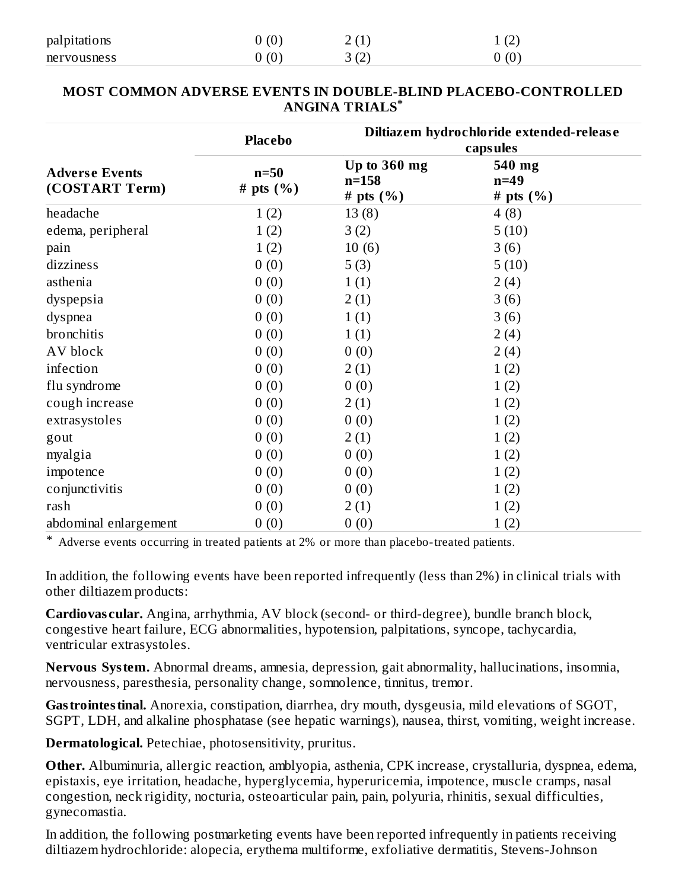| | | | |
|---|---|---|---|
| palpitations | 0 (0) | 2 (1) | 1 (2) |
| nervousness | 0 (0) | 3 (2) | 0 (0) |

**MOST COMMON ADVERSE EVENTS IN DOUBLE-BLIND PLACEBO-CONTROLLED ANGINA TRIALS***

| | Placebo | Diltiazem hydrochloride extended-release capsules | |
|---|---|---|---|
| **Adverse Events (COSTART Term)** | **n=50 # pts (%)** | **Up to 360 mg n=158 # pts (%)** | **540 mg n=49 # pts (%)** |
| headache | 1 (2) | 13 (8) | 4 (8) |
| edema, peripheral | 1 (2) | 3 (2) | 5 (10) |
| pain | 1 (2) | 10 (6) | 3 (6) |
| dizziness | 0 (0) | 5 (3) | 5 (10) |
| asthenia | 0 (0) | 1 (1) | 2 (4) |
| dyspepsia | 0 (0) | 2 (1) | 3 (6) |
| dyspnea | 0 (0) | 1 (1) | 3 (6) |
| bronchitis | 0 (0) | 1 (1) | 2 (4) |
| AV block | 0 (0) | 0 (0) | 2 (4) |
| infection | 0 (0) | 2 (1) | 1 (2) |
| flu syndrome | 0 (0) | 0 (0) | 1 (2) |
| cough increase | 0 (0) | 2 (1) | 1 (2) |
| extrasystoles | 0 (0) | 0 (0) | 1 (2) |
| gout | 0 (0) | 2 (1) | 1 (2) |
| myalgia | 0 (0) | 0 (0) | 1 (2) |
| impotence | 0 (0) | 0 (0) | 1 (2) |
| conjunctivitis | 0 (0) | 0 (0) | 1 (2) |
| rash | 0 (0) | 2 (1) | 1 (2) |
| abdominal enlargement | 0 (0) | 0 (0) | 1 (2) |

* Adverse events occurring in treated patients at 2% or more than placebo-treated patients.

In addition, the following events have been reported infrequently (less than 2%) in clinical trials with other diltiazem products:

**Cardiovascular.** Angina, arrhythmia, AV block (second- or third-degree), bundle branch block, congestive heart failure, ECG abnormalities, hypotension, palpitations, syncope, tachycardia, ventricular extrasystoles.

**Nervous System.** Abnormal dreams, amnesia, depression, gait abnormality, hallucinations, insomnia, nervousness, paresthesia, personality change, somnolence, tinnitus, tremor.

**Gastrointestinal.** Anorexia, constipation, diarrhea, dry mouth, dysgeusia, mild elevations of SGOT, SGPT, LDH, and alkaline phosphatase (see hepatic warnings), nausea, thirst, vomiting, weight increase.

**Dermatological.** Petechiae, photosensitivity, pruritus.

**Other.** Albuminuria, allergic reaction, amblyopia, asthenia, CPK increase, crystalluria, dyspnea, edema, epistaxis, eye irritation, headache, hyperglycemia, hyperuricemia, impotence, muscle cramps, nasal congestion, neck rigidity, nocturia, osteoarticular pain, pain, polyuria, rhinitis, sexual difficulties, gynecomastia.

In addition, the following postmarketing events have been reported infrequently in patients receiving diltiazem hydrochloride: alopecia, erythema multiforme, exfoliative dermatitis, Stevens-Johnson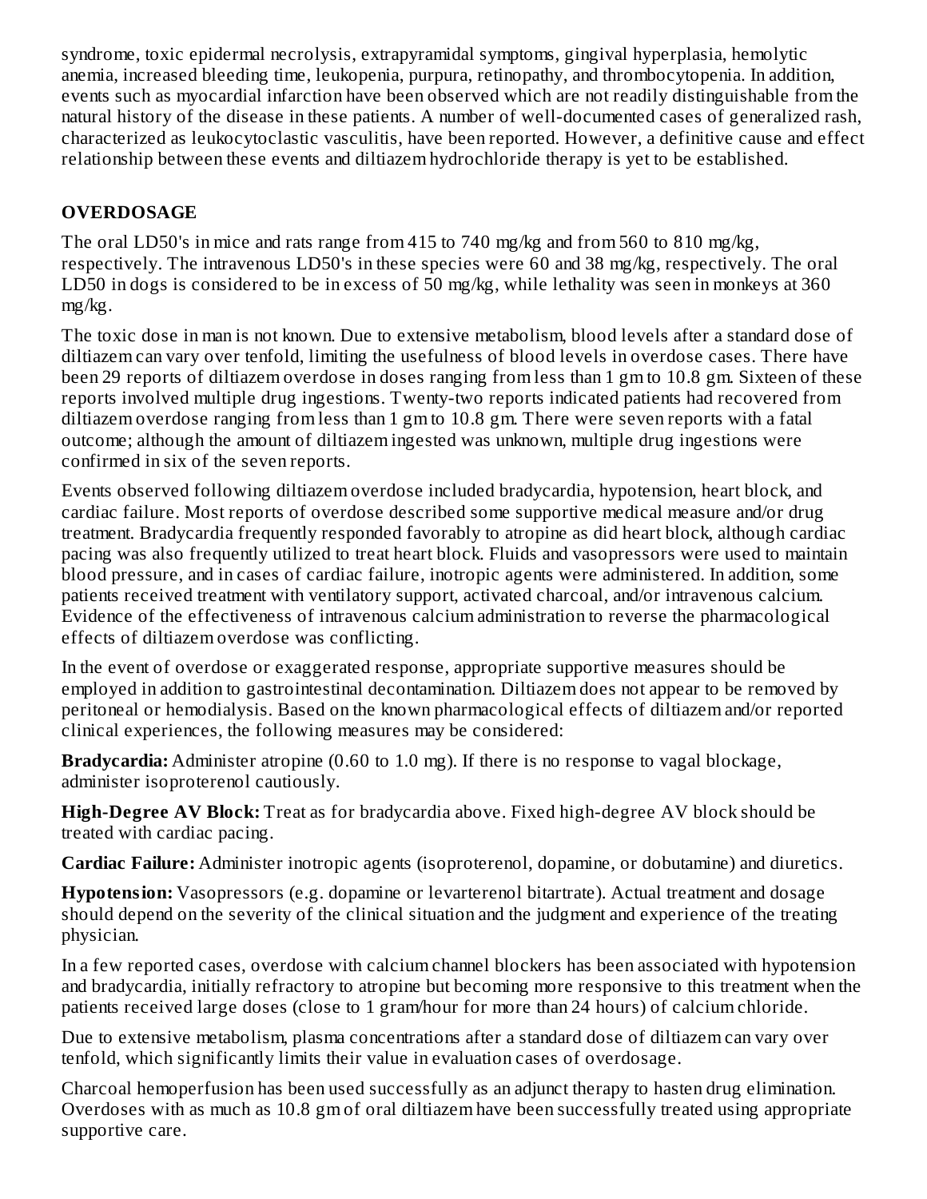syndrome, toxic epidermal necrolysis, extrapyramidal symptoms, gingival hyperplasia, hemolytic anemia, increased bleeding time, leukopenia, purpura, retinopathy, and thrombocytopenia. In addition, events such as myocardial infarction have been observed which are not readily distinguishable from the natural history of the disease in these patients. A number of well-documented cases of generalized rash, characterized as leukocytoclastic vasculitis, have been reported. However, a definitive cause and effect relationship between these events and diltiazem hydrochloride therapy is yet to be established.

## OVERDOSAGE

The oral LD50's in mice and rats range from 415 to 740 mg/kg and from 560 to 810 mg/kg, respectively. The intravenous LD50's in these species were 60 and 38 mg/kg, respectively. The oral LD50 in dogs is considered to be in excess of 50 mg/kg, while lethality was seen in monkeys at 360 mg/kg.

The toxic dose in man is not known. Due to extensive metabolism, blood levels after a standard dose of diltiazem can vary over tenfold, limiting the usefulness of blood levels in overdose cases. There have been 29 reports of diltiazem overdose in doses ranging from less than 1 gm to 10.8 gm. Sixteen of these reports involved multiple drug ingestions. Twenty-two reports indicated patients had recovered from diltiazem overdose ranging from less than 1 gm to 10.8 gm. There were seven reports with a fatal outcome; although the amount of diltiazem ingested was unknown, multiple drug ingestions were confirmed in six of the seven reports.

Events observed following diltiazem overdose included bradycardia, hypotension, heart block, and cardiac failure. Most reports of overdose described some supportive medical measure and/or drug treatment. Bradycardia frequently responded favorably to atropine as did heart block, although cardiac pacing was also frequently utilized to treat heart block. Fluids and vasopressors were used to maintain blood pressure, and in cases of cardiac failure, inotropic agents were administered. In addition, some patients received treatment with ventilatory support, activated charcoal, and/or intravenous calcium. Evidence of the effectiveness of intravenous calcium administration to reverse the pharmacological effects of diltiazem overdose was conflicting.

In the event of overdose or exaggerated response, appropriate supportive measures should be employed in addition to gastrointestinal decontamination. Diltiazem does not appear to be removed by peritoneal or hemodialysis. Based on the known pharmacological effects of diltiazem and/or reported clinical experiences, the following measures may be considered:

**Bradycardia:** Administer atropine (0.60 to 1.0 mg). If there is no response to vagal blockage, administer isoproterenol cautiously.

**High-Degree AV Block:** Treat as for bradycardia above. Fixed high-degree AV block should be treated with cardiac pacing.

**Cardiac Failure:** Administer inotropic agents (isoproterenol, dopamine, or dobutamine) and diuretics.

**Hypotension:** Vasopressors (e.g. dopamine or levarterenol bitartrate). Actual treatment and dosage should depend on the severity of the clinical situation and the judgment and experience of the treating physician.

In a few reported cases, overdose with calcium channel blockers has been associated with hypotension and bradycardia, initially refractory to atropine but becoming more responsive to this treatment when the patients received large doses (close to 1 gram/hour for more than 24 hours) of calcium chloride.

Due to extensive metabolism, plasma concentrations after a standard dose of diltiazem can vary over tenfold, which significantly limits their value in evaluation cases of overdosage.

Charcoal hemoperfusion has been used successfully as an adjunct therapy to hasten drug elimination. Overdoses with as much as 10.8 gm of oral diltiazem have been successfully treated using appropriate supportive care.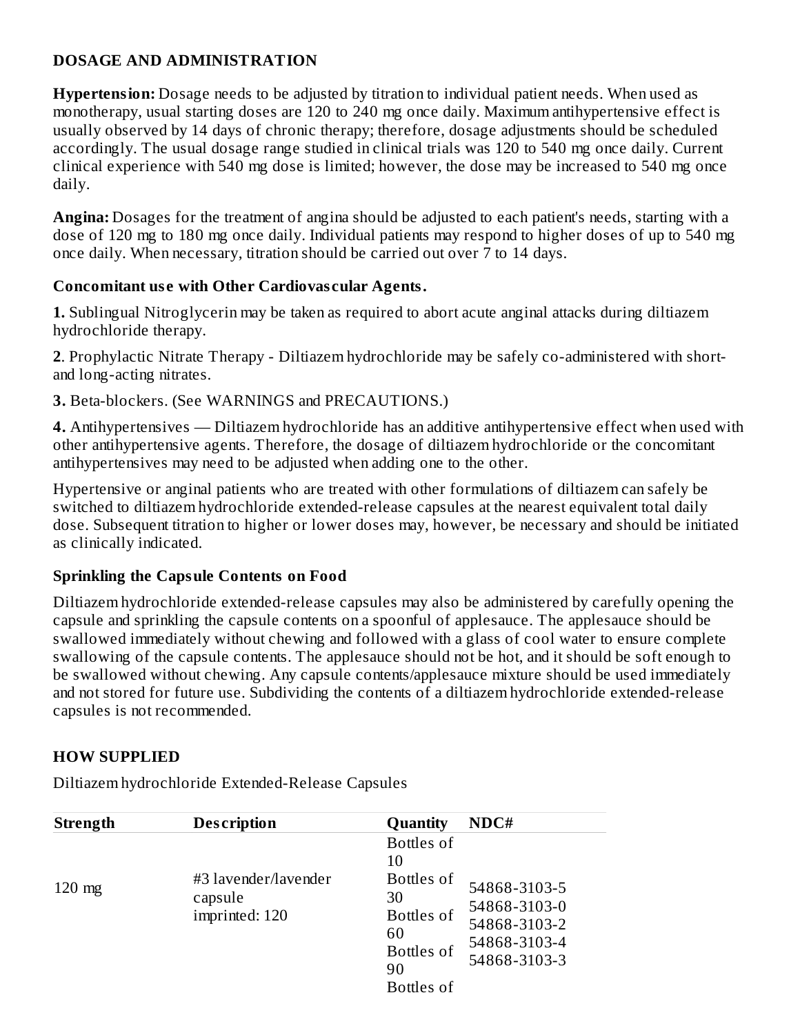## DOSAGE AND ADMINISTRATION

**Hypertension:** Dosage needs to be adjusted by titration to individual patient needs. When used as monotherapy, usual starting doses are 120 to 240 mg once daily. Maximum antihypertensive effect is usually observed by 14 days of chronic therapy; therefore, dosage adjustments should be scheduled accordingly. The usual dosage range studied in clinical trials was 120 to 540 mg once daily. Current clinical experience with 540 mg dose is limited; however, the dose may be increased to 540 mg once daily.

**Angina:** Dosages for the treatment of angina should be adjusted to each patient's needs, starting with a dose of 120 mg to 180 mg once daily. Individual patients may respond to higher doses of up to 540 mg once daily. When necessary, titration should be carried out over 7 to 14 days.

### Concomitant use with Other Cardiovascular Agents.

**1.** Sublingual Nitroglycerin may be taken as required to abort acute anginal attacks during diltiazem hydrochloride therapy.

**2**. Prophylactic Nitrate Therapy - Diltiazem hydrochloride may be safely co-administered with short- and long-acting nitrates.

**3.** Beta-blockers. (See WARNINGS and PRECAUTIONS.)

**4.** Antihypertensives — Diltiazem hydrochloride has an additive antihypertensive effect when used with other antihypertensive agents. Therefore, the dosage of diltiazem hydrochloride or the concomitant antihypertensives may need to be adjusted when adding one to the other.

Hypertensive or anginal patients who are treated with other formulations of diltiazem can safely be switched to diltiazem hydrochloride extended-release capsules at the nearest equivalent total daily dose. Subsequent titration to higher or lower doses may, however, be necessary and should be initiated as clinically indicated.

### Sprinkling the Capsule Contents on Food

Diltiazem hydrochloride extended-release capsules may also be administered by carefully opening the capsule and sprinkling the capsule contents on a spoonful of applesauce. The applesauce should be swallowed immediately without chewing and followed with a glass of cool water to ensure complete swallowing of the capsule contents. The applesauce should not be hot, and it should be soft enough to be swallowed without chewing. Any capsule contents/applesauce mixture should be used immediately and not stored for future use. Subdividing the contents of a diltiazem hydrochloride extended-release capsules is not recommended.

## HOW SUPPLIED

Diltiazem hydrochloride Extended-Release Capsules

| Strength | Description | Quantity | NDC# |
|---|---|---|---|
| 120 mg | #3 lavender/lavender capsule imprinted: 120 | Bottles of 10<br>Bottles of 30<br>Bottles of 60<br>Bottles of 90<br>Bottles of | 54868-3103-5<br>54868-3103-0<br>54868-3103-2<br>54868-3103-4<br>54868-3103-3 |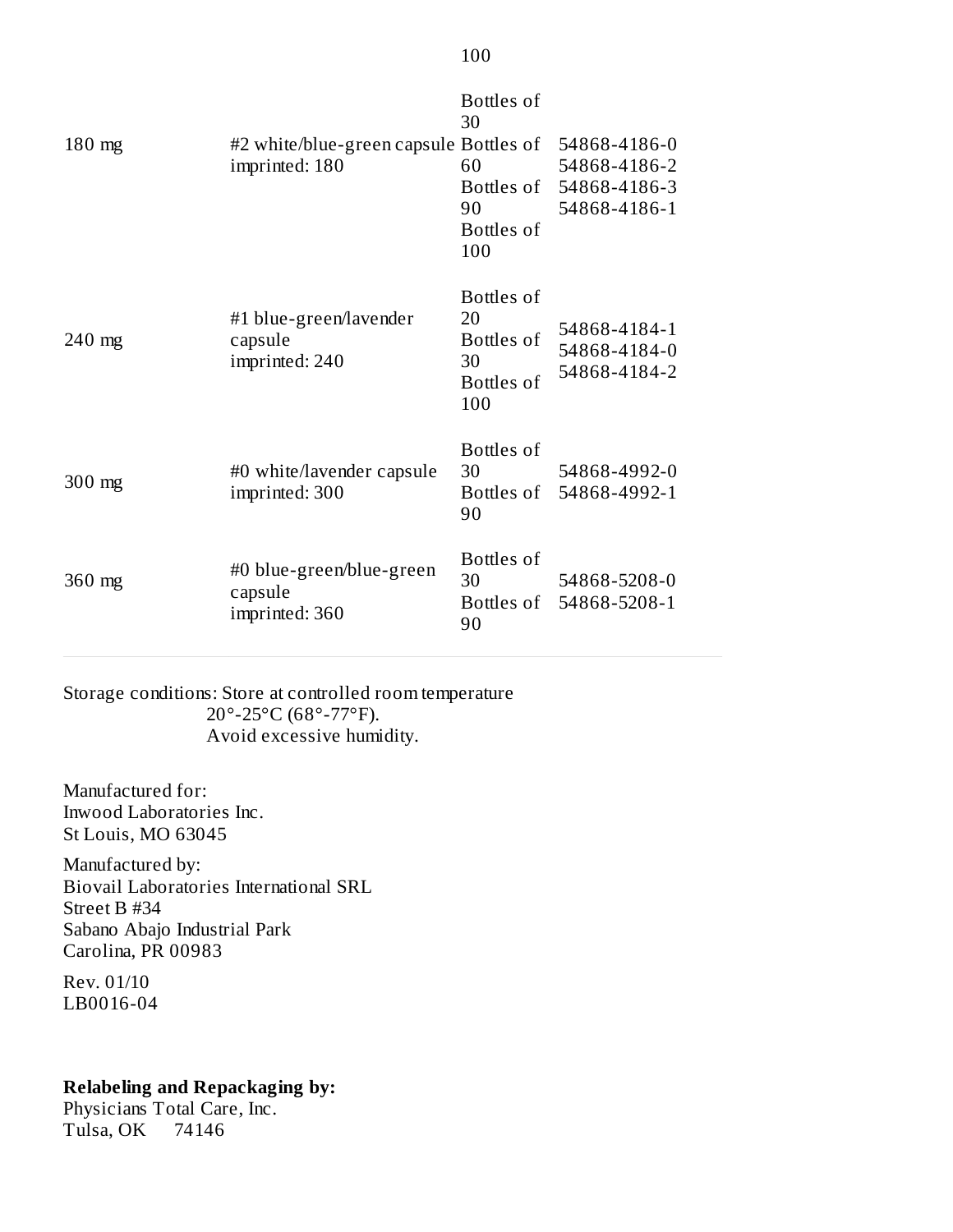| | | 100 | |
|---|---|---|---|
| 180 mg | #2 white/blue-green capsule imprinted: 180 | Bottles of 30<br>Bottles of 60<br>Bottles of 90<br>Bottles of 100 | 54868-4186-0<br>54868-4186-2<br>54868-4186-3<br>54868-4186-1 |
| 240 mg | #1 blue-green/lavender capsule imprinted: 240 | Bottles of 20<br>Bottles of 30<br>Bottles of 100 | 54868-4184-1<br>54868-4184-0<br>54868-4184-2 |
| 300 mg | #0 white/lavender capsule imprinted: 300 | Bottles of 30<br>Bottles of 90 | 54868-4992-0<br>54868-4992-1 |
| 360 mg | #0 blue-green/blue-green capsule imprinted: 360 | Bottles of 30<br>Bottles of 90 | 54868-5208-0<br>54868-5208-1 |

Storage conditions: Store at controlled room temperature
20°-25°C (68°-77°F).
Avoid excessive humidity.

Manufactured for:
Inwood Laboratories Inc.
St Louis, MO 63045

Manufactured by:
Biovail Laboratories International SRL
Street B #34
Sabano Abajo Industrial Park
Carolina, PR 00983

Rev. 01/10
LB0016-04

**Relabeling and Repackaging by:**
Physicians Total Care, Inc.
Tulsa, OK 74146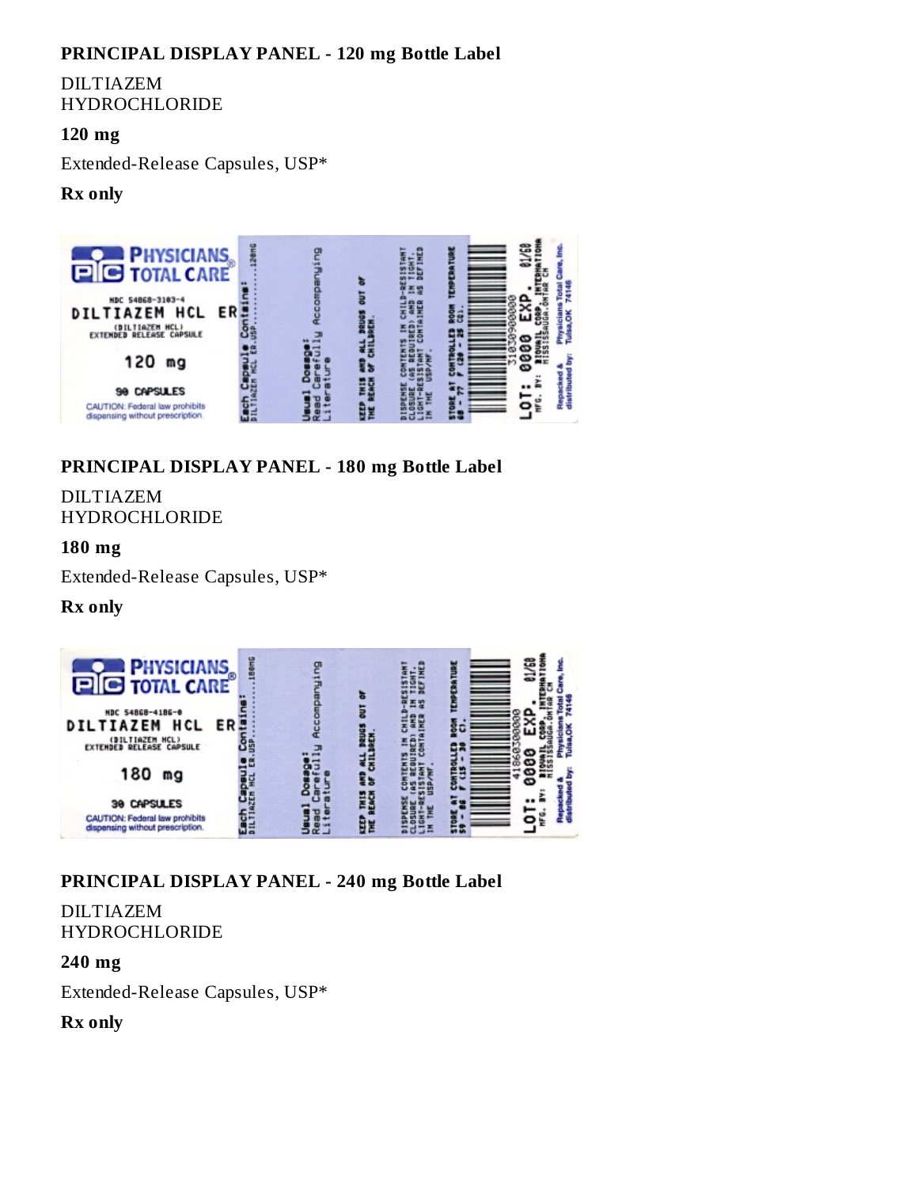## PRINCIPAL DISPLAY PANEL - 120 mg Bottle Label

DILTIAZEM
HYDROCHLORIDE

**120 mg**

Extended-Release Capsules, USP*

**Rx only**

PHYSICIANS TOTAL CARE

NDC 54868-3103-4
DILTIAZEM HCL ER
(DILTIAZEM HCL)
EXTENDED RELEASE CAPSULE

120 mg

90 CAPSULES

CAUTION: Federal law prohibits dispensing without prescription.

Each Capsule Contains: DILTIAZEM HCL ER.USP.............120MG

Usual Dosage: Read Carefully Accompanying Literature

KEEP THIS AND ALL DRUGS OUT OF THE REACH OF CHILDREN.

DISPENSE CONTENTS IN CHILD-RESISTANT CLOSURE (AS REQUIRED) AND IN TIGHT, LIGHT-RESISTANT CONTAINER AS DEFINED IN THE USP/NF.

STORE AT CONTROLLED ROOM TEMPERATURE 68 - 77 F (20 - 25 C).

31030900000

LOT: 0000 EXP. 01/60

MFG. BY: BIOVAIL CORP. INTERNATIONAL MISSISSAUGA, ONTAR CN

Repacked & distributed by: Physicians Total Care, Inc. Tulsa, OK 74146

## PRINCIPAL DISPLAY PANEL - 180 mg Bottle Label

DILTIAZEM
HYDROCHLORIDE

**180 mg**

Extended-Release Capsules, USP*

**Rx only**

PHYSICIANS TOTAL CARE

NDC 54868-4186-0
DILTIAZEM HCL ER
(DILTIAZEM HCL)
EXTENDED RELEASE CAPSULE

180 mg

30 CAPSULES

CAUTION: Federal law prohibits dispensing without prescription.

Each Capsule Contains: DILTIAZEM HCL ER.USP.............180MG

Usual Dosage: Read Carefully Accompanying Literature

KEEP THIS AND ALL DRUGS OUT OF THE REACH OF CHILDREN.

DISPENSE CONTENTS IN CHILD-RESISTANT CLOSURE (AS REQUIRED) AND IN TIGHT, LIGHT-RESISTANT CONTAINER AS DEFINED IN THE USP/NF.

STORE AT CONTROLLED ROOM TEMPERATURE 59 - 86 F (15 - 30 C).

41860300000

LOT: 0000 EXP. 01/60

MFG. BY: BIOVAIL CORP. INTERNATIONAL MISSISSAUGA, ONTAR CN

Repacked & distributed by: Physicians Total Care, Inc. Tulsa, OK 74146

## PRINCIPAL DISPLAY PANEL - 240 mg Bottle Label

DILTIAZEM
HYDROCHLORIDE

**240 mg**

Extended-Release Capsules, USP*

**Rx only**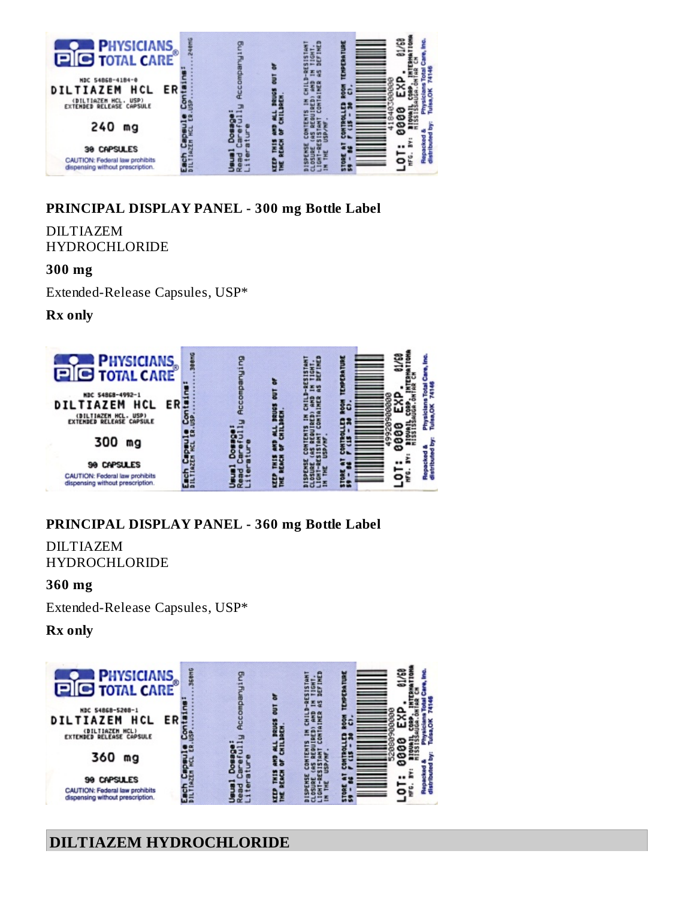PHYSICIANS TOTAL CARE®

NDC 54868-4184-0

DILTIAZEM HCL ER

(DILTIAZEM HCL, USP) EXTENDED RELEASE CAPSULE

240 mg

30 CAPSULES

CAUTION: Federal law prohibits dispensing without prescription.

Each Capsule Contains: DILTIAZEM HCL ER, USP..............240MG

Usual Dosage: Read Carefully Accompanying Literature

KEEP THIS AND ALL DRUGS OUT OF THE REACH OF CHILDREN.

DISPENSE CONTENTS IN CHILD-RESISTANT CLOSURE (AS REQUIRED) AND IN TIGHT, LIGHT-RESISTANT CONTAINER AS DEFINED IN THE USP/NF.

STORE AT CONTROLLED ROOM TEMPERATURE 59 - 86 F (15 - 30 C).

LOT: 0000 EXP. 01/60

MFG. BY: BIOVAIL CORP. INTERNATIONAL MISSISSAUGA, ONTAR CN

Repacked & distributed by: Physicians Total Care, Inc. Tulsa, OK 74146

**PRINCIPAL DISPLAY PANEL - 300 mg Bottle Label**

DILTIAZEM HYDROCHLORIDE

**300 mg**

Extended-Release Capsules, USP*

**Rx only**

PHYSICIANS TOTAL CARE®

NDC 54868-4992-1

DILTIAZEM HCL ER

(DILTIAZEM HCL, USP) EXTENDED RELEASE CAPSULE

300 mg

90 CAPSULES

CAUTION: Federal law prohibits dispensing without prescription.

Each Capsule Contains: DILTIAZEM HCL ER, USP..............300MG

Usual Dosage: Read Carefully Accompanying Literature

KEEP THIS AND ALL DRUGS OUT OF THE REACH OF CHILDREN.

DISPENSE CONTENTS IN CHILD-RESISTANT CLOSURE (AS REQUIRED) AND IN TIGHT, LIGHT-RESISTANT CONTAINER AS DEFINED IN THE USP/NF.

STORE AT CONTROLLED ROOM TEMPERATURE 59 - 86 F (15 - 30 C).

LOT: 0000 EXP. 01/60

MFG. BY: BIOVAIL CORP. INTERNATIONAL MISSISSAUGA, ONTAR CN

Repacked & distributed by: Physicians Total Care, Inc. Tulsa, OK 74146

**PRINCIPAL DISPLAY PANEL - 360 mg Bottle Label**

DILTIAZEM HYDROCHLORIDE

**360 mg**

Extended-Release Capsules, USP*

**Rx only**

PHYSICIANS TOTAL CARE®

NDC 54868-5208-1

DILTIAZEM HCL ER

(DILTIAZEM HCL) EXTENDED RELEASE CAPSULE

360 mg

90 CAPSULES

CAUTION: Federal law prohibits dispensing without prescription.

Each Capsule Contains: DILTIAZEM HCL ER, USP..............360MG

Usual Dosage: Read Carefully Accompanying Literature

KEEP THIS AND ALL DRUGS OUT OF THE REACH OF CHILDREN.

DISPENSE CONTENTS IN CHILD-RESISTANT CLOSURE (AS REQUIRED) AND IN TIGHT, LIGHT-RESISTANT CONTAINER AS DEFINED IN THE USP/NF.

STORE AT CONTROLLED ROOM TEMPERATURE 59 - 86 F (15 - 30 C).

LOT: 0000 EXP. 01/60

MFG. BY: BIOVAIL CORP. INTERNATIONAL MISSISSAUGA, ONTAR CN

Repacked & distributed by: Physicians Total Care, Inc. Tulsa, OK 74146

## DILTIAZEM HYDROCHLORIDE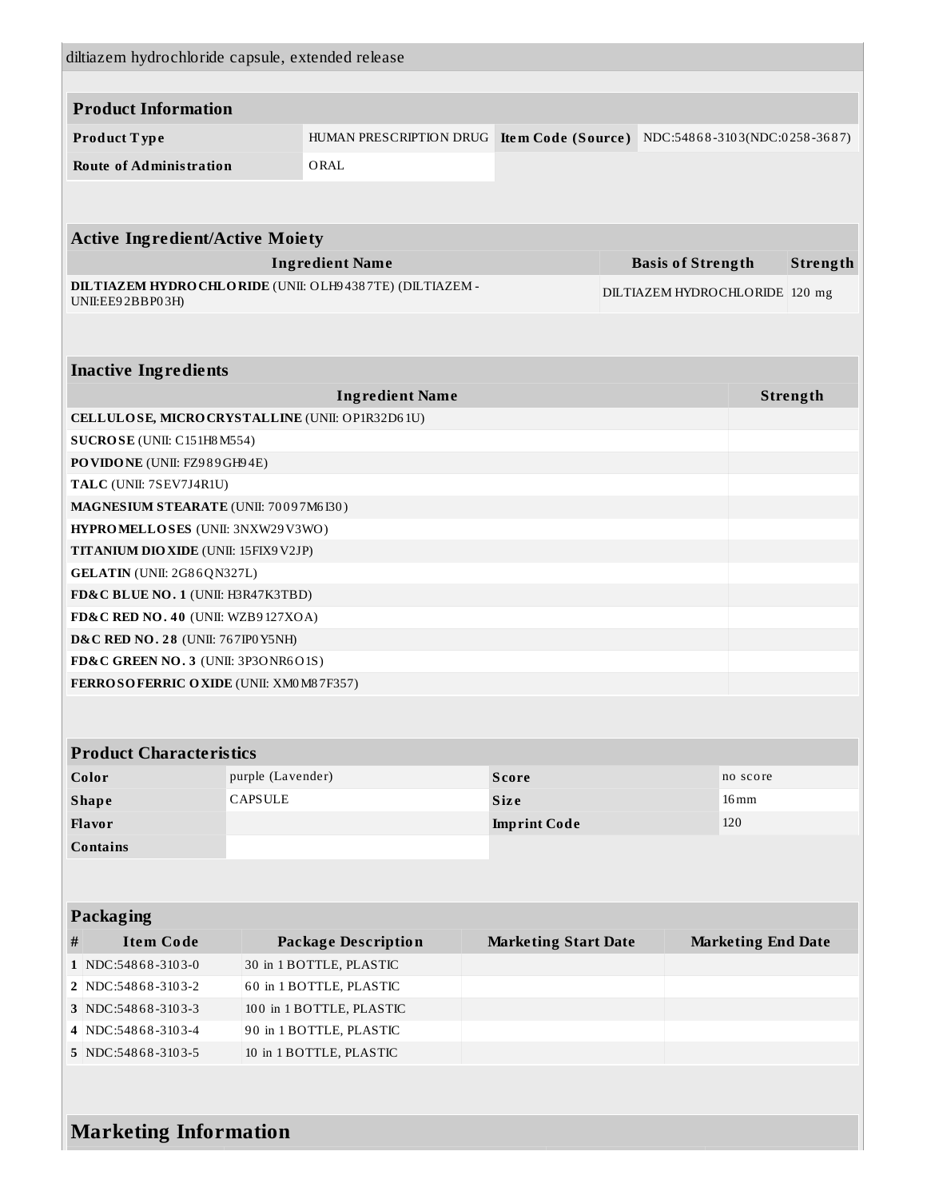diltiazem hydrochloride capsule, extended release

## Product Information

| | | | |
|---|---|---|---|
| **Product Type** | HUMAN PRESCRIPTION DRUG | **Item Code (Source)** | NDC:54868-3103(NDC:0258-3687) |
| **Route of Administration** | ORAL | | |

## Active Ingredient/Active Moiety

| Ingredient Name | Basis of Strength | Strength |
|---|---|---|
| **DILTIAZEM HYDROCHLORIDE** (UNII: OLH94387TE) (DILTIAZEM - UNII:EE92BBP03H) | DILTIAZEM HYDROCHLORIDE | 120 mg |

## Inactive Ingredients

| Ingredient Name | Strength |
|---|---|
| **CELLULOSE, MICROCRYSTALLINE** (UNII: OP1R32D61U) | |
| **SUCROSE** (UNII: C151H8M554) | |
| **POVIDONE** (UNII: FZ989GH94E) | |
| **TALC** (UNII: 7SEV7J4R1U) | |
| **MAGNESIUM STEARATE** (UNII: 70097M6I30) | |
| **HYPROMELLOSES** (UNII: 3NXW29V3WO) | |
| **TITANIUM DIOXIDE** (UNII: 15FIX9V2JP) | |
| **GELATIN** (UNII: 2G86QN327L) | |
| **FD&C BLUE NO. 1** (UNII: H3R47K3TBD) | |
| **FD&C RED NO. 40** (UNII: WZB9127XOA) | |
| **D&C RED NO. 28** (UNII: 767IP0Y5NH) | |
| **FD&C GREEN NO. 3** (UNII: 3P3ONR6O1S) | |
| **FERROSOFERRIC OXIDE** (UNII: XM0M87F357) | |

## Product Characteristics

| | | | |
|---|---|---|---|
| **Color** | purple (Lavender) | **Score** | no score |
| **Shape** | CAPSULE | **Size** | 16mm |
| **Flavor** | | **Imprint Code** | 120 |
| **Contains** | | | |

## Packaging

| # | Item Code | Package Description | Marketing Start Date | Marketing End Date |
|---|---|---|---|---|
| 1 | NDC:54868-3103-0 | 30 in 1 BOTTLE, PLASTIC | | |
| 2 | NDC:54868-3103-2 | 60 in 1 BOTTLE, PLASTIC | | |
| 3 | NDC:54868-3103-3 | 100 in 1 BOTTLE, PLASTIC | | |
| 4 | NDC:54868-3103-4 | 90 in 1 BOTTLE, PLASTIC | | |
| 5 | NDC:54868-3103-5 | 10 in 1 BOTTLE, PLASTIC | | |

## Marketing Information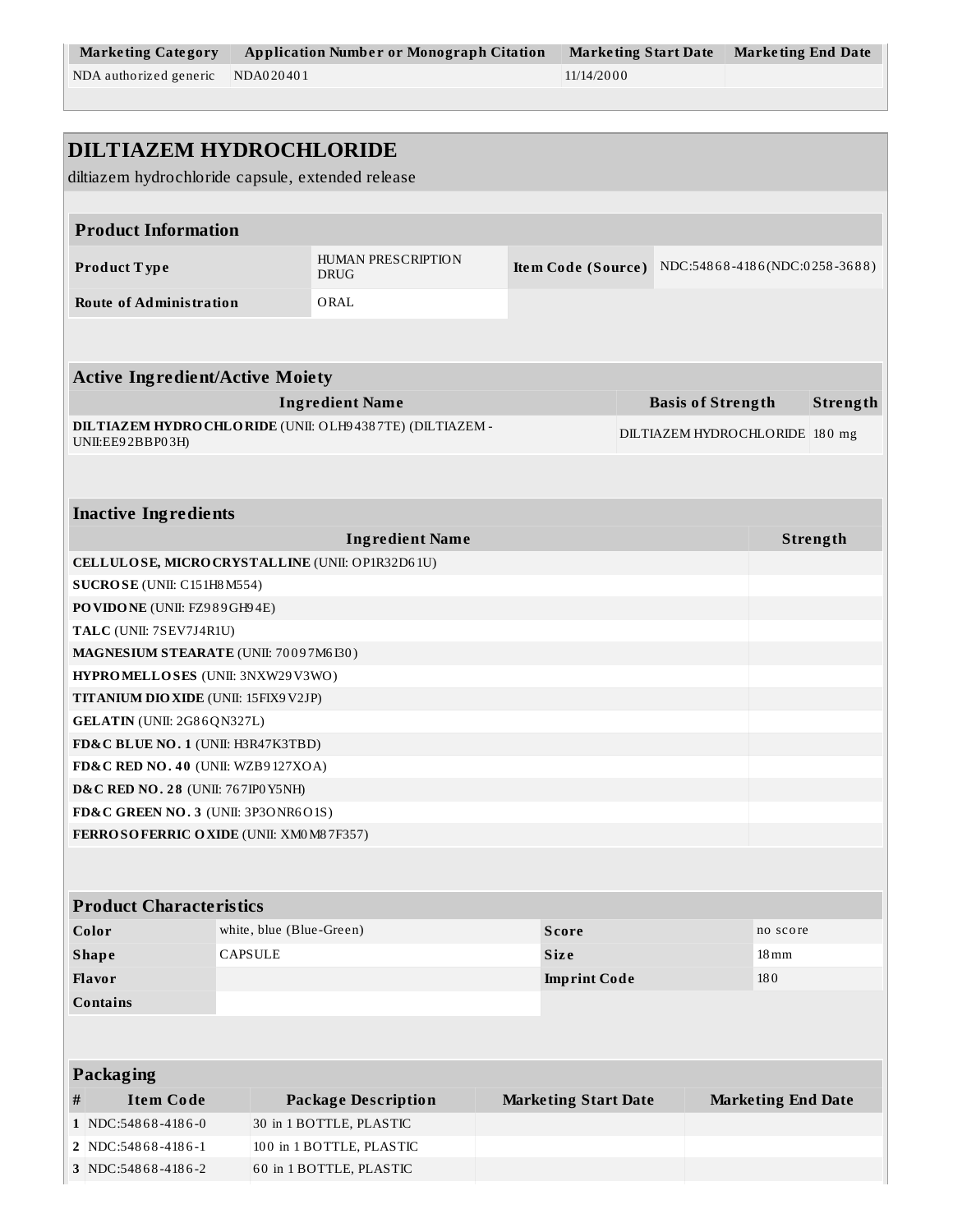| Marketing Category | Application Number or Monograph Citation | Marketing Start Date | Marketing End Date |
| --- | --- | --- | --- |
| NDA authorized generic | NDA020401 | 11/14/2000 | |

# DILTIAZEM HYDROCHLORIDE

diltiazem hydrochloride capsule, extended release

| Product Information | | | |
| --- | --- | --- | --- |
| **Product Type** | HUMAN PRESCRIPTION DRUG | **Item Code (Source)** | NDC:54868-4186(NDC:0258-3688) |
| **Route of Administration** | ORAL | | |

| Active Ingredient/Active Moiety | | |
| --- | --- | --- |
| **Ingredient Name** | **Basis of Strength** | **Strength** |
| **DILTIAZEM HYDROCHLORIDE** (UNII: OLH94387TE) (DILTIAZEM - UNII:EE92BBP03H) | DILTIAZEM HYDROCHLORIDE | 180 mg |

| Inactive Ingredients | |
| --- | --- |
| **Ingredient Name** | **Strength** |
| **CELLULOSE, MICROCRYSTALLINE** (UNII: OP1R32D61U) | |
| **SUCROSE** (UNII: C151H8M554) | |
| **POVIDONE** (UNII: FZ989GH94E) | |
| **TALC** (UNII: 7SEV7J4R1U) | |
| **MAGNESIUM STEARATE** (UNII: 70097M6I30) | |
| **HYPROMELLOSES** (UNII: 3NXW29V3WO) | |
| **TITANIUM DIOXIDE** (UNII: 15FIX9V2JP) | |
| **GELATIN** (UNII: 2G86QN327L) | |
| **FD&C BLUE NO. 1** (UNII: H3R47K3TBD) | |
| **FD&C RED NO. 40** (UNII: WZB9127XOA) | |
| **D&C RED NO. 28** (UNII: 767IP0Y5NH) | |
| **FD&C GREEN NO. 3** (UNII: 3P3ONR6O1S) | |
| **FERROSOFERRIC OXIDE** (UNII: XM0M87F357) | |

| Product Characteristics | | | |
| --- | --- | --- | --- |
| **Color** | white, blue (Blue-Green) | **Score** | no score |
| **Shape** | CAPSULE | **Size** | 18mm |
| **Flavor** | | **Imprint Code** | 180 |
| **Contains** | | | |

| Packaging | | | | |
| --- | --- | --- | --- | --- |
| **#** | **Item Code** | **Package Description** | **Marketing Start Date** | **Marketing End Date** |
| 1 | NDC:54868-4186-0 | 30 in 1 BOTTLE, PLASTIC | | |
| 2 | NDC:54868-4186-1 | 100 in 1 BOTTLE, PLASTIC | | |
| 3 | NDC:54868-4186-2 | 60 in 1 BOTTLE, PLASTIC | | |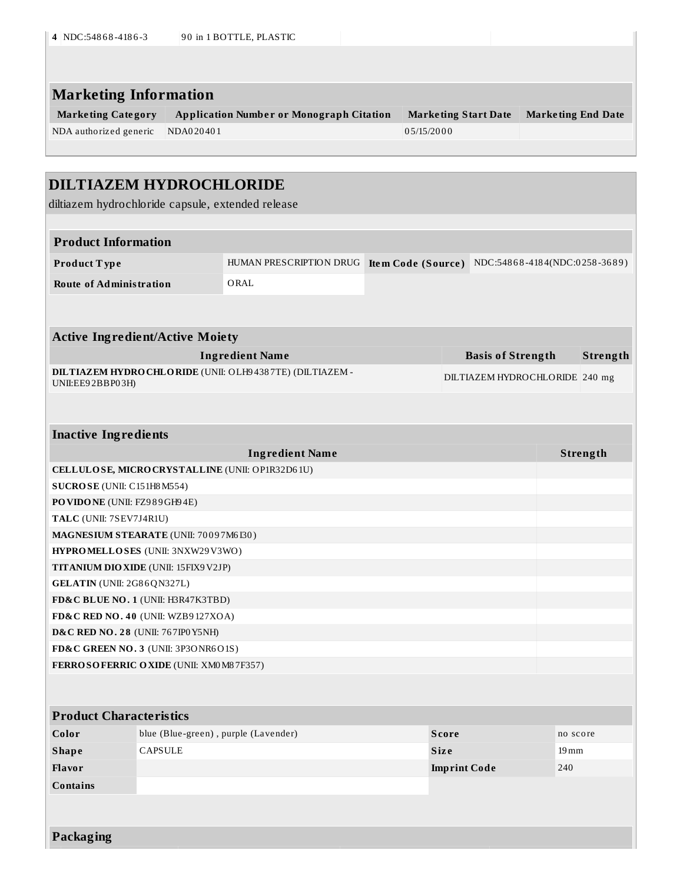| 4 | NDC:54868-4186-3 | 90 in 1 BOTTLE, PLASTIC | | |
|---|---|---|---|---|

## Marketing Information

| Marketing Category | Application Number or Monograph Citation | Marketing Start Date | Marketing End Date |
|---|---|---|---|
| NDA authorized generic | NDA020401 | 05/15/2000 | |

# DILTIAZEM HYDROCHLORIDE

diltiazem hydrochloride capsule, extended release

## Product Information

| Product Type | HUMAN PRESCRIPTION DRUG | Item Code (Source) | NDC:54868-4184(NDC:0258-3689) |
|---|---|---|---|
| Route of Administration | ORAL | | |

## Active Ingredient/Active Moiety

| Ingredient Name | Basis of Strength | Strength |
|---|---|---|
| **DILTIAZEM HYDROCHLORIDE** (UNII: OLH94387TE) (DILTIAZEM - UNII:EE92BBP03H) | DILTIAZEM HYDROCHLORIDE | 240 mg |

## Inactive Ingredients

| Ingredient Name | Strength |
|---|---|
| **CELLULOSE, MICROCRYSTALLINE** (UNII: OP1R32D61U) | |
| **SUCROSE** (UNII: C151H8M554) | |
| **POVIDONE** (UNII: FZ989GH94E) | |
| **TALC** (UNII: 7SEV7J4R1U) | |
| **MAGNESIUM STEARATE** (UNII: 70097M6I30) | |
| **HYPROMELLOSES** (UNII: 3NXW29V3WO) | |
| **TITANIUM DIOXIDE** (UNII: 15FIX9V2JP) | |
| **GELATIN** (UNII: 2G86QN327L) | |
| **FD&C BLUE NO. 1** (UNII: H3R47K3TBD) | |
| **FD&C RED NO. 40** (UNII: WZB9127XOA) | |
| **D&C RED NO. 28** (UNII: 767IP0Y5NH) | |
| **FD&C GREEN NO. 3** (UNII: 3P3ONR6O1S) | |
| **FERROSOFERRIC OXIDE** (UNII: XM0M87F357) | |

## Product Characteristics

| Color | blue (Blue-green) , purple (Lavender) | Score | no score |
|---|---|---|---|
| Shape | CAPSULE | Size | 19mm |
| Flavor | | Imprint Code | 240 |
| Contains | | | |

## Packaging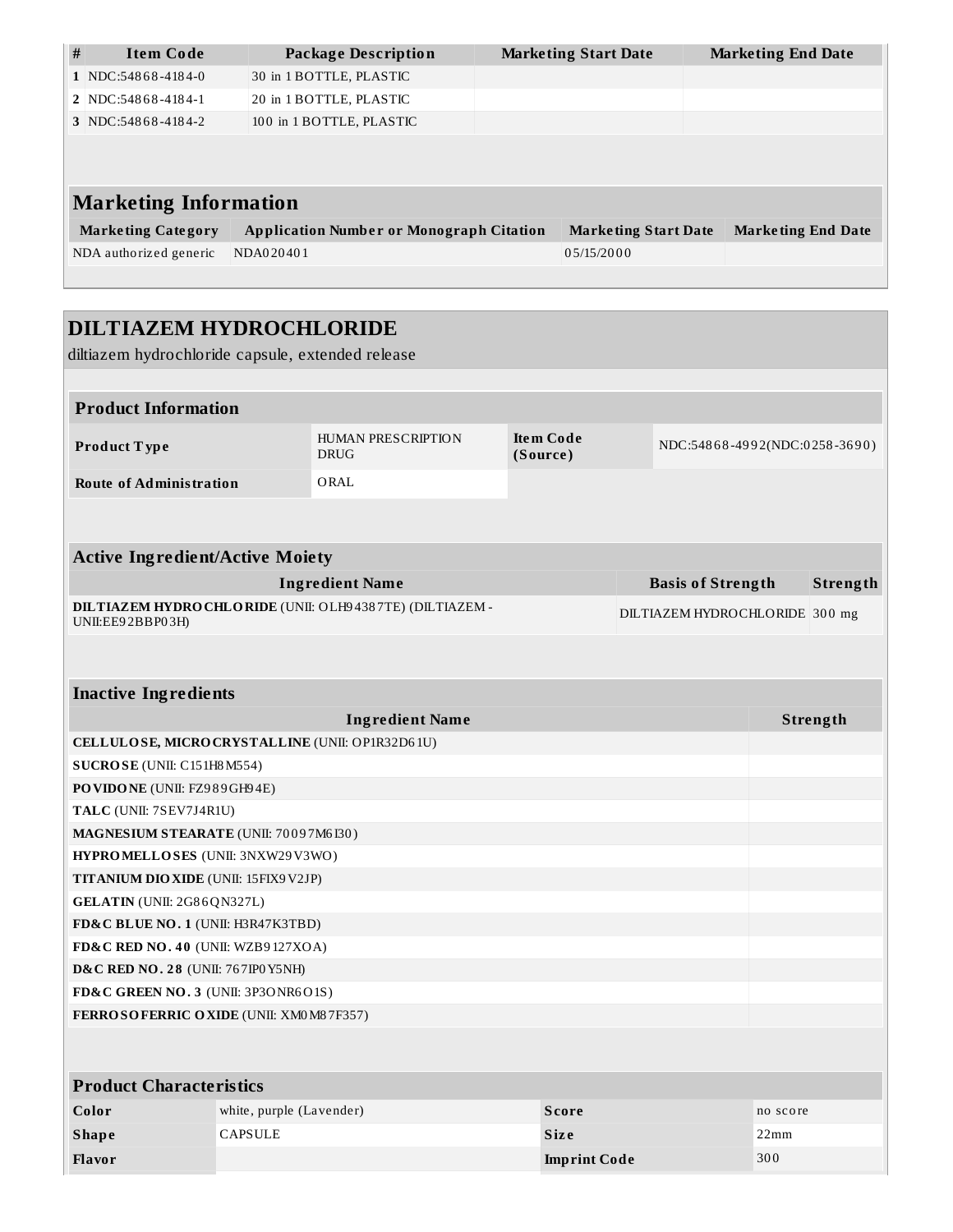| # | Item Code | Package Description | Marketing Start Date | Marketing End Date |
|---|---|---|---|---|
| 1 | NDC:54868-4184-0 | 30 in 1 BOTTLE, PLASTIC | | |
| 2 | NDC:54868-4184-1 | 20 in 1 BOTTLE, PLASTIC | | |
| 3 | NDC:54868-4184-2 | 100 in 1 BOTTLE, PLASTIC | | |

## Marketing Information

| Marketing Category | Application Number or Monograph Citation | Marketing Start Date | Marketing End Date |
|---|---|---|---|
| NDA authorized generic | NDA020401 | 05/15/2000 | |

# DILTIAZEM HYDROCHLORIDE

diltiazem hydrochloride capsule, extended release

## Product Information

| | | | |
|---|---|---|---|
| **Product Type** | HUMAN PRESCRIPTION DRUG | **Item Code (Source)** | NDC:54868-4992(NDC:0258-3690) |
| **Route of Administration** | ORAL | | |

## Active Ingredient/Active Moiety

| Ingredient Name | Basis of Strength | Strength |
|---|---|---|
| **DILTIAZEM HYDROCHLORIDE** (UNII: OLH94387TE) (DILTIAZEM - UNII:EE92BBP03H) | DILTIAZEM HYDROCHLORIDE | 300 mg |

## Inactive Ingredients

| Ingredient Name | Strength |
|---|---|
| **CELLULOSE, MICROCRYSTALLINE** (UNII: OP1R32D61U) | |
| **SUCROSE** (UNII: C151H8M554) | |
| **POVIDONE** (UNII: FZ989GH94E) | |
| **TALC** (UNII: 7SEV7J4R1U) | |
| **MAGNESIUM STEARATE** (UNII: 70097M6I30) | |
| **HYPROMELLOSES** (UNII: 3NXW29V3WO) | |
| **TITANIUM DIOXIDE** (UNII: 15FIX9V2JP) | |
| **GELATIN** (UNII: 2G86QN327L) | |
| **FD&C BLUE NO. 1** (UNII: H3R47K3TBD) | |
| **FD&C RED NO. 40** (UNII: WZB9127XOA) | |
| **D&C RED NO. 28** (UNII: 767IP0Y5NH) | |
| **FD&C GREEN NO. 3** (UNII: 3P3ONR6O1S) | |
| **FERROSOFERRIC OXIDE** (UNII: XM0M87F357) | |

## Product Characteristics

| | | | |
|---|---|---|---|
| **Color** | white, purple (Lavender) | **Score** | no score |
| **Shape** | CAPSULE | **Size** | 22mm |
| **Flavor** | | **Imprint Code** | 300 |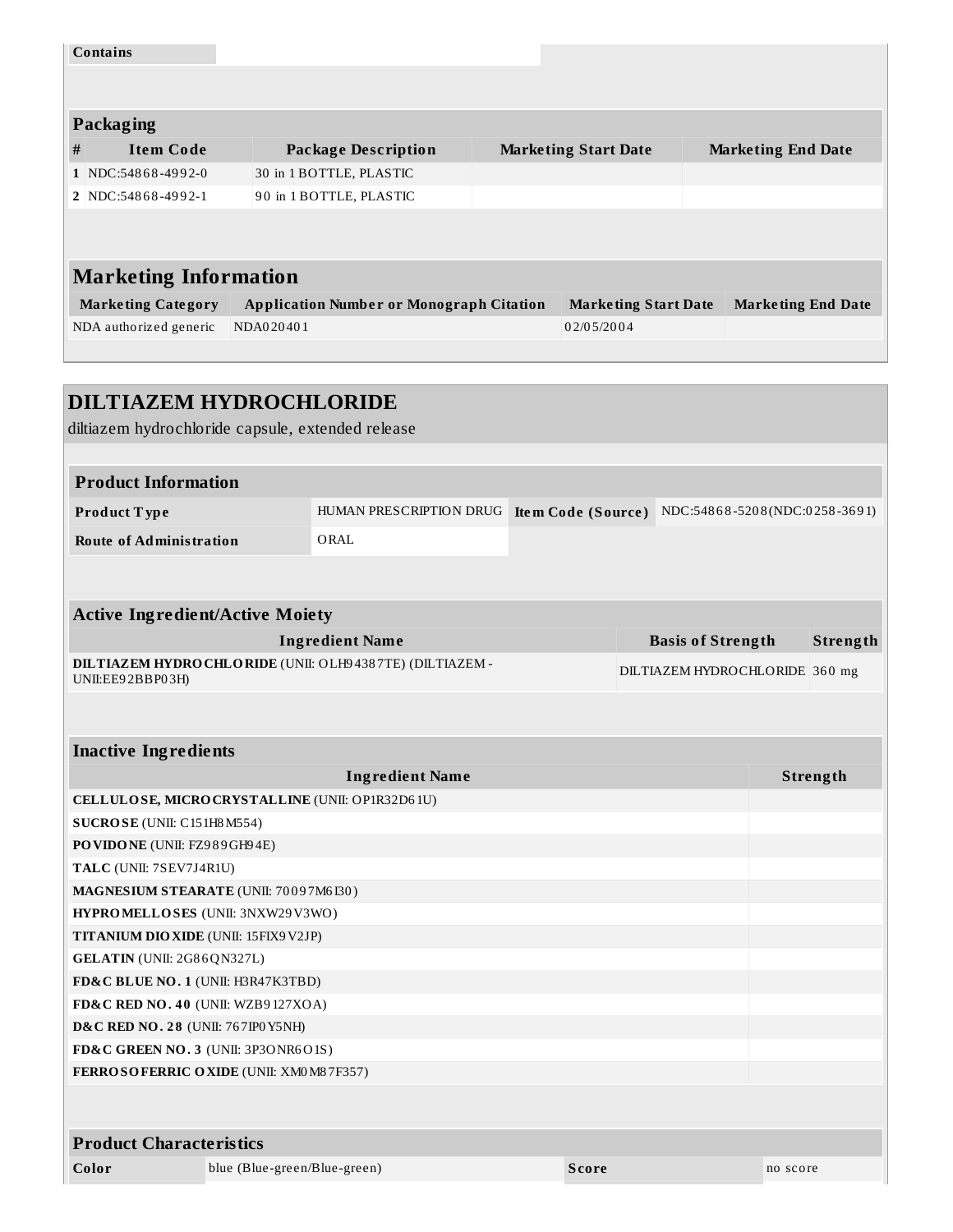| Contains | |
|---|---|

## Packaging

| # | Item Code | Package Description | Marketing Start Date | Marketing End Date |
|---|---|---|---|---|
| 1 | NDC:54868-4992-0 | 30 in 1 BOTTLE, PLASTIC | | |
| 2 | NDC:54868-4992-1 | 90 in 1 BOTTLE, PLASTIC | | |

## Marketing Information

| Marketing Category | Application Number or Monograph Citation | Marketing Start Date | Marketing End Date |
|---|---|---|---|
| NDA authorized generic | NDA020401 | 02/05/2004 | |

# DILTIAZEM HYDROCHLORIDE

diltiazem hydrochloride capsule, extended release

## Product Information

| Product Type | HUMAN PRESCRIPTION DRUG | Item Code (Source) | NDC:54868-5208(NDC:0258-3691) |
|---|---|---|---|
| Route of Administration | ORAL | | |

## Active Ingredient/Active Moiety

| Ingredient Name | Basis of Strength | Strength |
|---|---|---|
| **DILTIAZEM HYDROCHLORIDE** (UNII: OLH94387TE) (DILTIAZEM - UNII:EE92BBP03H) | DILTIAZEM HYDROCHLORIDE | 360 mg |

## Inactive Ingredients

| Ingredient Name | Strength |
|---|---|
| **CELLULOSE, MICROCRYSTALLINE** (UNII: OP1R32D61U) | |
| **SUCROSE** (UNII: C151H8M554) | |
| **POVIDONE** (UNII: FZ989GH94E) | |
| **TALC** (UNII: 7SEV7J4R1U) | |
| **MAGNESIUM STEARATE** (UNII: 70097M6I30) | |
| **HYPROMELLOSES** (UNII: 3NXW29V3WO) | |
| **TITANIUM DIOXIDE** (UNII: 15FIX9V2JP) | |
| **GELATIN** (UNII: 2G86QN327L) | |
| **FD&C BLUE NO. 1** (UNII: H3R47K3TBD) | |
| **FD&C RED NO. 40** (UNII: WZB9127XOA) | |
| **D&C RED NO. 28** (UNII: 767IP0Y5NH) | |
| **FD&C GREEN NO. 3** (UNII: 3P3ONR6O1S) | |
| **FERROSOFERRIC OXIDE** (UNII: XM0M87F357) | |

## Product Characteristics

| Color | blue (Blue-green/Blue-green) | Score | no score |
|---|---|---|---|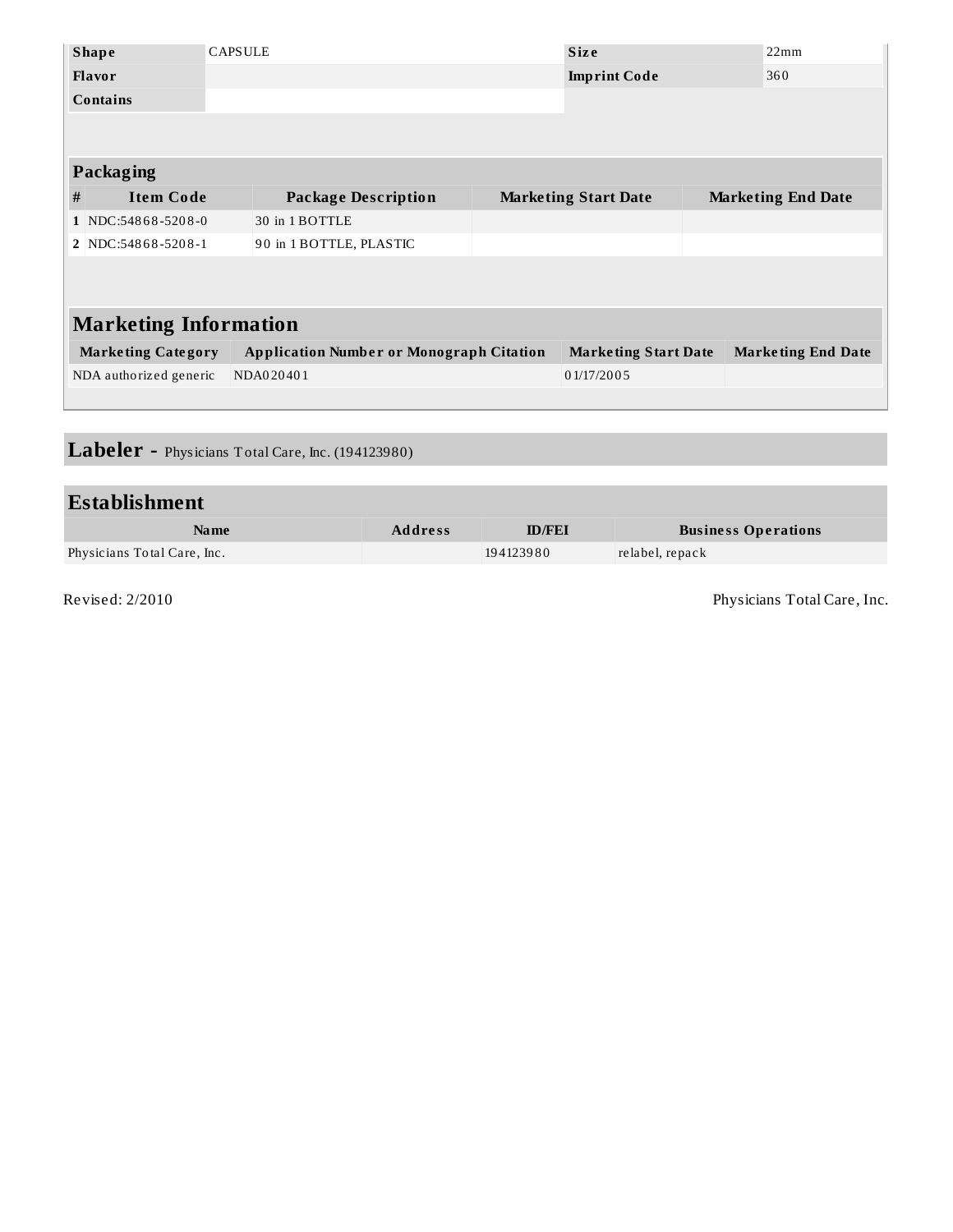| | | | |
|---|---|---|---|
| **Shape** | CAPSULE | **Size** | 22mm |
| **Flavor** | | **Imprint Code** | 360 |
| **Contains** | | | |

### Packaging

| # | Item Code | Package Description | Marketing Start Date | Marketing End Date |
|---|---|---|---|---|
| 1 | NDC:54868-5208-0 | 30 in 1 BOTTLE | | |
| 2 | NDC:54868-5208-1 | 90 in 1 BOTTLE, PLASTIC | | |

### Marketing Information

| Marketing Category | Application Number or Monograph Citation | Marketing Start Date | Marketing End Date |
|---|---|---|---|
| NDA authorized generic | NDA020401 | 01/17/2005 | |

## Labeler - Physicians Total Care, Inc. (194123980)

## Establishment

| Name | Address | ID/FEI | Business Operations |
|---|---|---|---|
| Physicians Total Care, Inc. | | 194123980 | relabel, repack |

Revised: 2/2010

Physicians Total Care, Inc.